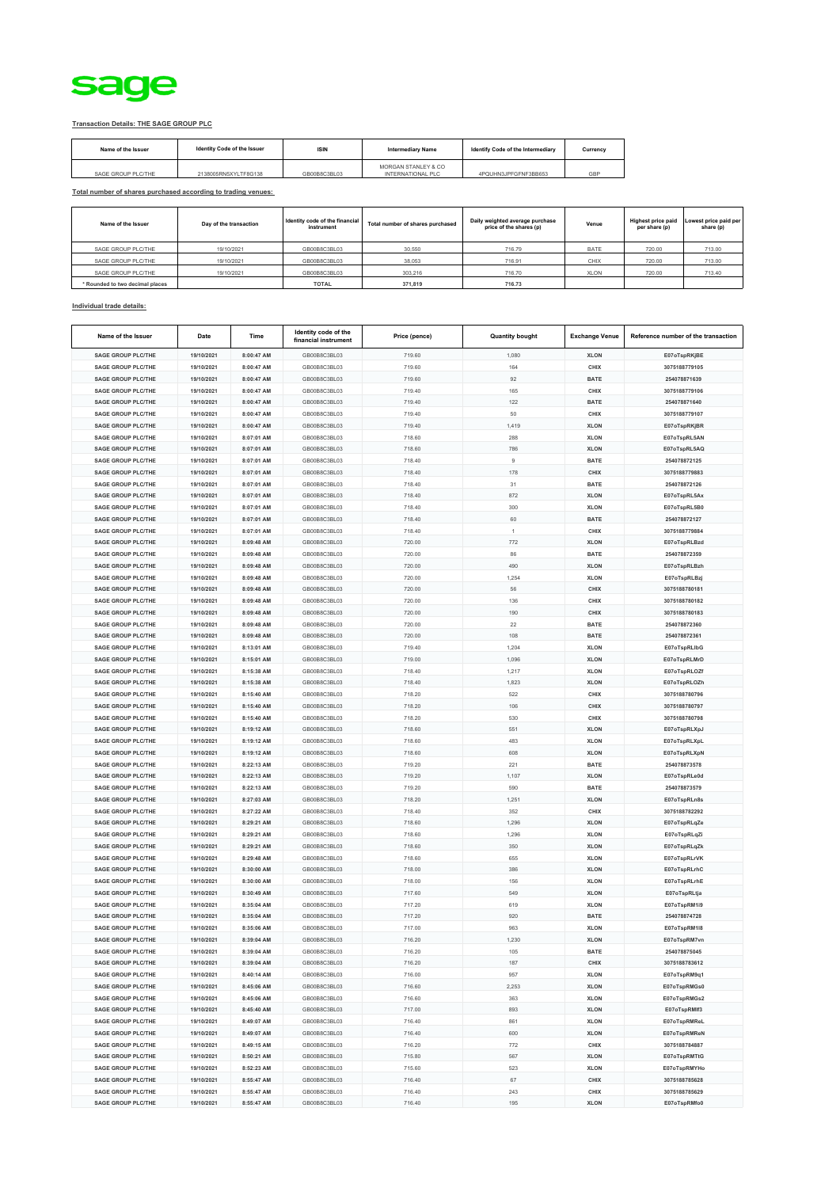sage

**Transaction Details: THE SAGE GROUP PLC**

| Name of the Issuer | Identity Code of the Issuer | ISIN | Intermediary Name | Identify Code of the Intermediary | Currency |
|---|---|---|---|---|---|
| SAGE GROUP PLC/THE | 2138005RN5XYLTF8G138 | GB00B8C3BL03 | MORGAN STANLEY & CO INTERNATIONAL PLC | 4PQUHN3JPFGFNF3BB653 | GBP |

**Total number of shares purchased according to trading venues:**

| Name of the Issuer | Day of the transaction | Identity code of the financial instrument | Total number of shares purchased | Daily weighted average purchase price of the shares (p) | Venue | Highest price paid per share (p) | Lowest price paid per share (p) |
|---|---|---|---|---|---|---|---|
| SAGE GROUP PLC/THE | 19/10/2021 | GB00B8C3BL03 | 30,550 | 716.79 | BATE | 720.00 | 713.00 |
| SAGE GROUP PLC/THE | 19/10/2021 | GB00B8C3BL03 | 38,053 | 716.91 | CHIX | 720.00 | 713.00 |
| SAGE GROUP PLC/THE | 19/10/2021 | GB00B8C3BL03 | 303,216 | 716.70 | XLON | 720.00 | 713.40 |
| * Rounded to two decimal places | | TOTAL | 371,819 | 716.73 | | | |

**Individual trade details:**

| Name of the Issuer | Date | Time | Identity code of the financial instrument | Price (pence) | Quantity bought | Exchange Venue | Reference number of the transaction |
|---|---|---|---|---|---|---|---|
| SAGE GROUP PLC/THE | 19/10/2021 | 8:00:47 AM | GB00B8C3BL03 | 719.60 | 1,080 | XLON | E07oTspRKjBE |
| SAGE GROUP PLC/THE | 19/10/2021 | 8:00:47 AM | GB00B8C3BL03 | 719.60 | 164 | CHIX | 3075188779105 |
| SAGE GROUP PLC/THE | 19/10/2021 | 8:00:47 AM | GB00B8C3BL03 | 719.60 | 92 | BATE | 254078871639 |
| SAGE GROUP PLC/THE | 19/10/2021 | 8:00:47 AM | GB00B8C3BL03 | 719.40 | 165 | CHIX | 3075188779106 |
| SAGE GROUP PLC/THE | 19/10/2021 | 8:00:47 AM | GB00B8C3BL03 | 719.40 | 122 | BATE | 254078871640 |
| SAGE GROUP PLC/THE | 19/10/2021 | 8:00:47 AM | GB00B8C3BL03 | 719.40 | 50 | CHIX | 3075188779107 |
| SAGE GROUP PLC/THE | 19/10/2021 | 8:00:47 AM | GB00B8C3BL03 | 719.40 | 1,419 | XLON | E07oTspRKjBR |
| SAGE GROUP PLC/THE | 19/10/2021 | 8:07:01 AM | GB00B8C3BL03 | 718.60 | 288 | XLON | E07oTspRL5AN |
| SAGE GROUP PLC/THE | 19/10/2021 | 8:07:01 AM | GB00B8C3BL03 | 718.60 | 786 | XLON | E07oTspRL5AQ |
| SAGE GROUP PLC/THE | 19/10/2021 | 8:07:01 AM | GB00B8C3BL03 | 718.40 | 9 | BATE | 254078872125 |
| SAGE GROUP PLC/THE | 19/10/2021 | 8:07:01 AM | GB00B8C3BL03 | 718.40 | 178 | CHIX | 3075188779883 |
| SAGE GROUP PLC/THE | 19/10/2021 | 8:07:01 AM | GB00B8C3BL03 | 718.40 | 31 | BATE | 254078872126 |
| SAGE GROUP PLC/THE | 19/10/2021 | 8:07:01 AM | GB00B8C3BL03 | 718.40 | 872 | XLON | E07oTspRL5Ax |
| SAGE GROUP PLC/THE | 19/10/2021 | 8:07:01 AM | GB00B8C3BL03 | 718.40 | 300 | XLON | E07oTspRL5B0 |
| SAGE GROUP PLC/THE | 19/10/2021 | 8:07:01 AM | GB00B8C3BL03 | 718.40 | 60 | BATE | 254078872127 |
| SAGE GROUP PLC/THE | 19/10/2021 | 8:07:01 AM | GB00B8C3BL03 | 718.40 | 1 | CHIX | 3075188779884 |
| SAGE GROUP PLC/THE | 19/10/2021 | 8:09:48 AM | GB00B8C3BL03 | 720.00 | 772 | XLON | E07oTspRLBzd |
| SAGE GROUP PLC/THE | 19/10/2021 | 8:09:48 AM | GB00B8C3BL03 | 720.00 | 86 | BATE | 254078872359 |
| SAGE GROUP PLC/THE | 19/10/2021 | 8:09:48 AM | GB00B8C3BL03 | 720.00 | 490 | XLON | E07oTspRLBzh |
| SAGE GROUP PLC/THE | 19/10/2021 | 8:09:48 AM | GB00B8C3BL03 | 720.00 | 1,254 | XLON | E07oTspRLBzj |
| SAGE GROUP PLC/THE | 19/10/2021 | 8:09:48 AM | GB00B8C3BL03 | 720.00 | 56 | CHIX | 3075188780181 |
| SAGE GROUP PLC/THE | 19/10/2021 | 8:09:48 AM | GB00B8C3BL03 | 720.00 | 136 | CHIX | 3075188780182 |
| SAGE GROUP PLC/THE | 19/10/2021 | 8:09:48 AM | GB00B8C3BL03 | 720.00 | 190 | CHIX | 3075188780183 |
| SAGE GROUP PLC/THE | 19/10/2021 | 8:09:48 AM | GB00B8C3BL03 | 720.00 | 22 | BATE | 254078872360 |
| SAGE GROUP PLC/THE | 19/10/2021 | 8:09:48 AM | GB00B8C3BL03 | 720.00 | 108 | BATE | 254078872361 |
| SAGE GROUP PLC/THE | 19/10/2021 | 8:13:01 AM | GB00B8C3BL03 | 719.40 | 1,204 | XLON | E07oTspRLIbG |
| SAGE GROUP PLC/THE | 19/10/2021 | 8:15:01 AM | GB00B8C3BL03 | 719.00 | 1,096 | XLON | E07oTspRLMrD |
| SAGE GROUP PLC/THE | 19/10/2021 | 8:15:38 AM | GB00B8C3BL03 | 718.40 | 1,217 | XLON | E07oTspRLOZf |
| SAGE GROUP PLC/THE | 19/10/2021 | 8:15:38 AM | GB00B8C3BL03 | 718.40 | 1,823 | XLON | E07oTspRLOZh |
| SAGE GROUP PLC/THE | 19/10/2021 | 8:15:40 AM | GB00B8C3BL03 | 718.20 | 522 | CHIX | 3075188780796 |
| SAGE GROUP PLC/THE | 19/10/2021 | 8:15:40 AM | GB00B8C3BL03 | 718.20 | 106 | CHIX | 3075188780797 |
| SAGE GROUP PLC/THE | 19/10/2021 | 8:15:40 AM | GB00B8C3BL03 | 718.20 | 530 | CHIX | 3075188780798 |
| SAGE GROUP PLC/THE | 19/10/2021 | 8:19:12 AM | GB00B8C3BL03 | 718.60 | 551 | XLON | E07oTspRLXpJ |
| SAGE GROUP PLC/THE | 19/10/2021 | 8:19:12 AM | GB00B8C3BL03 | 718.60 | 483 | XLON | E07oTspRLXpL |
| SAGE GROUP PLC/THE | 19/10/2021 | 8:19:12 AM | GB00B8C3BL03 | 718.60 | 608 | XLON | E07oTspRLXpN |
| SAGE GROUP PLC/THE | 19/10/2021 | 8:22:13 AM | GB00B8C3BL03 | 719.20 | 221 | BATE | 254078873578 |
| SAGE GROUP PLC/THE | 19/10/2021 | 8:22:13 AM | GB00B8C3BL03 | 719.20 | 1,107 | XLON | E07oTspRLe0d |
| SAGE GROUP PLC/THE | 19/10/2021 | 8:22:13 AM | GB00B8C3BL03 | 719.20 | 590 | BATE | 254078873579 |
| SAGE GROUP PLC/THE | 19/10/2021 | 8:27:03 AM | GB00B8C3BL03 | 718.20 | 1,251 | XLON | E07oTspRLn8s |
| SAGE GROUP PLC/THE | 19/10/2021 | 8:27:22 AM | GB00B8C3BL03 | 718.40 | 352 | CHIX | 3075188782292 |
| SAGE GROUP PLC/THE | 19/10/2021 | 8:29:21 AM | GB00B8C3BL03 | 718.60 | 1,296 | XLON | E07oTspRLqZe |
| SAGE GROUP PLC/THE | 19/10/2021 | 8:29:21 AM | GB00B8C3BL03 | 718.60 | 1,296 | XLON | E07oTspRLqZi |
| SAGE GROUP PLC/THE | 19/10/2021 | 8:29:21 AM | GB00B8C3BL03 | 718.60 | 350 | XLON | E07oTspRLqZk |
| SAGE GROUP PLC/THE | 19/10/2021 | 8:29:48 AM | GB00B8C3BL03 | 718.60 | 655 | XLON | E07oTspRLrVK |
| SAGE GROUP PLC/THE | 19/10/2021 | 8:30:00 AM | GB00B8C3BL03 | 718.00 | 386 | XLON | E07oTspRLrhC |
| SAGE GROUP PLC/THE | 19/10/2021 | 8:30:00 AM | GB00B8C3BL03 | 718.00 | 156 | XLON | E07oTspRLrhE |
| SAGE GROUP PLC/THE | 19/10/2021 | 8:30:49 AM | GB00B8C3BL03 | 717.60 | 549 | XLON | E07oTspRLtja |
| SAGE GROUP PLC/THE | 19/10/2021 | 8:35:04 AM | GB00B8C3BL03 | 717.20 | 619 | XLON | E07oTspRM1i9 |
| SAGE GROUP PLC/THE | 19/10/2021 | 8:35:04 AM | GB00B8C3BL03 | 717.20 | 920 | BATE | 254078874728 |
| SAGE GROUP PLC/THE | 19/10/2021 | 8:35:06 AM | GB00B8C3BL03 | 717.00 | 963 | XLON | E07oTspRM1l8 |
| SAGE GROUP PLC/THE | 19/10/2021 | 8:39:04 AM | GB00B8C3BL03 | 716.20 | 1,230 | XLON | E07oTspRM7vn |
| SAGE GROUP PLC/THE | 19/10/2021 | 8:39:04 AM | GB00B8C3BL03 | 716.20 | 105 | BATE | 254078875045 |
| SAGE GROUP PLC/THE | 19/10/2021 | 8:39:04 AM | GB00B8C3BL03 | 716.20 | 187 | CHIX | 3075188783612 |
| SAGE GROUP PLC/THE | 19/10/2021 | 8:40:14 AM | GB00B8C3BL03 | 716.00 | 957 | XLON | E07oTspRM9q1 |
| SAGE GROUP PLC/THE | 19/10/2021 | 8:45:06 AM | GB00B8C3BL03 | 716.60 | 2,253 | XLON | E07oTspRMGs0 |
| SAGE GROUP PLC/THE | 19/10/2021 | 8:45:06 AM | GB00B8C3BL03 | 716.60 | 363 | XLON | E07oTspRMGs2 |
| SAGE GROUP PLC/THE | 19/10/2021 | 8:45:40 AM | GB00B8C3BL03 | 717.00 | 893 | XLON | E07oTspRMIf3 |
| SAGE GROUP PLC/THE | 19/10/2021 | 8:49:07 AM | GB00B8C3BL03 | 716.40 | 861 | XLON | E07oTspRMReL |
| SAGE GROUP PLC/THE | 19/10/2021 | 8:49:07 AM | GB00B8C3BL03 | 716.40 | 600 | XLON | E07oTspRMReN |
| SAGE GROUP PLC/THE | 19/10/2021 | 8:49:15 AM | GB00B8C3BL03 | 716.20 | 772 | CHIX | 3075188784887 |
| SAGE GROUP PLC/THE | 19/10/2021 | 8:50:21 AM | GB00B8C3BL03 | 715.80 | 567 | XLON | E07oTspRMTtG |
| SAGE GROUP PLC/THE | 19/10/2021 | 8:52:23 AM | GB00B8C3BL03 | 715.60 | 523 | XLON | E07oTspRMYHo |
| SAGE GROUP PLC/THE | 19/10/2021 | 8:55:47 AM | GB00B8C3BL03 | 716.40 | 67 | CHIX | 3075188785628 |
| SAGE GROUP PLC/THE | 19/10/2021 | 8:55:47 AM | GB00B8C3BL03 | 716.40 | 243 | CHIX | 3075188785629 |
| SAGE GROUP PLC/THE | 19/10/2021 | 8:55:47 AM | GB00B8C3BL03 | 716.40 | 195 | XLON | E07oTspRMfo0 |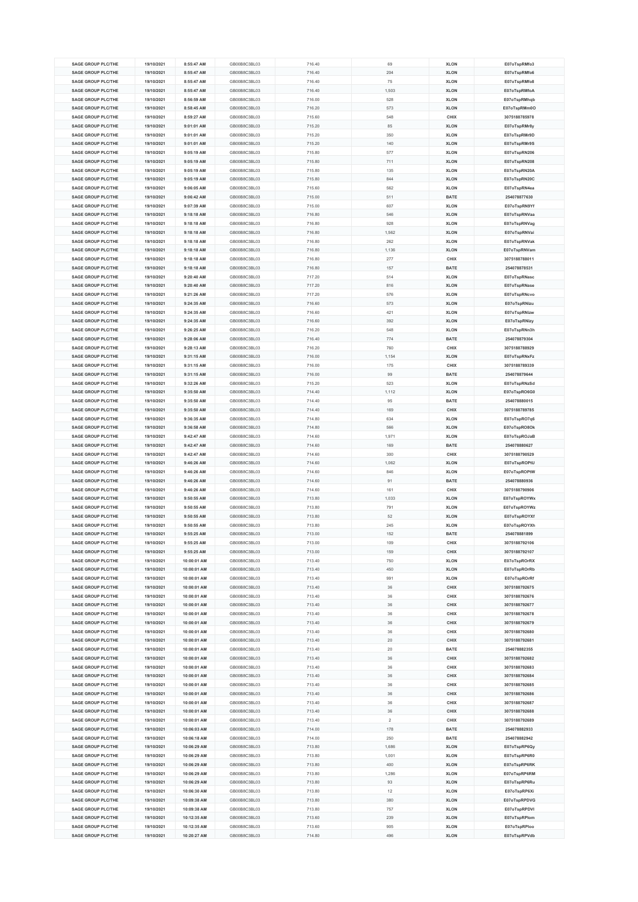| SAGE GROUP PLC/THE | 19/10/2021 | 8:55:47 AM | GB00B8C3BL03 | 716.40 | 69 | XLON | E07oTspRMfo3 |
|---|---|---|---|---|---|---|---|
| SAGE GROUP PLC/THE | 19/10/2021 | 8:55:47 AM | GB00B8C3BL03 | 716.40 | 204 | XLON | E07oTspRMfo6 |
| SAGE GROUP PLC/THE | 19/10/2021 | 8:55:47 AM | GB00B8C3BL03 | 716.40 | 75 | XLON | E07oTspRMfo8 |
| SAGE GROUP PLC/THE | 19/10/2021 | 8:55:47 AM | GB00B8C3BL03 | 716.40 | 1,503 | XLON | E07oTspRMfoA |
| SAGE GROUP PLC/THE | 19/10/2021 | 8:56:59 AM | GB00B8C3BL03 | 716.00 | 528 | XLON | E07oTspRMhqb |
| SAGE GROUP PLC/THE | 19/10/2021 | 8:58:45 AM | GB00B8C3BL03 | 716.20 | 573 | XLON | E07oTspRMm0O |
| SAGE GROUP PLC/THE | 19/10/2021 | 8:59:27 AM | GB00B8C3BL03 | 715.60 | 548 | CHIX | 3075188785978 |
| SAGE GROUP PLC/THE | 19/10/2021 | 9:01:01 AM | GB00B8C3BL03 | 715.20 | 85 | XLON | E07oTspRMr8y |
| SAGE GROUP PLC/THE | 19/10/2021 | 9:01:01 AM | GB00B8C3BL03 | 715.20 | 350 | XLON | E07oTspRMr9D |
| SAGE GROUP PLC/THE | 19/10/2021 | 9:01:01 AM | GB00B8C3BL03 | 715.20 | 140 | XLON | E07oTspRMr9S |
| SAGE GROUP PLC/THE | 19/10/2021 | 9:05:19 AM | GB00B8C3BL03 | 715.80 | 577 | XLON | E07oTspRN206 |
| SAGE GROUP PLC/THE | 19/10/2021 | 9:05:19 AM | GB00B8C3BL03 | 715.80 | 711 | XLON | E07oTspRN208 |
| SAGE GROUP PLC/THE | 19/10/2021 | 9:05:19 AM | GB00B8C3BL03 | 715.80 | 135 | XLON | E07oTspRN20A |
| SAGE GROUP PLC/THE | 19/10/2021 | 9:05:19 AM | GB00B8C3BL03 | 715.80 | 844 | XLON | E07oTspRN20C |
| SAGE GROUP PLC/THE | 19/10/2021 | 9:06:05 AM | GB00B8C3BL03 | 715.60 | 562 | XLON | E07oTspRN4ea |
| SAGE GROUP PLC/THE | 19/10/2021 | 9:06:42 AM | GB00B8C3BL03 | 715.00 | 511 | BATE | 254078877630 |
| SAGE GROUP PLC/THE | 19/10/2021 | 9:07:39 AM | GB00B8C3BL03 | 715.00 | 607 | XLON | E07oTspRN9Yf |
| SAGE GROUP PLC/THE | 19/10/2021 | 9:18:18 AM | GB00B8C3BL03 | 716.80 | 546 | XLON | E07oTspRNVaa |
| SAGE GROUP PLC/THE | 19/10/2021 | 9:18:18 AM | GB00B8C3BL03 | 716.80 | 928 | XLON | E07oTspRNVag |
| SAGE GROUP PLC/THE | 19/10/2021 | 9:18:18 AM | GB00B8C3BL03 | 716.80 | 1,562 | XLON | E07oTspRNVai |
| SAGE GROUP PLC/THE | 19/10/2021 | 9:18:18 AM | GB00B8C3BL03 | 716.80 | 262 | XLON | E07oTspRNVak |
| SAGE GROUP PLC/THE | 19/10/2021 | 9:18:18 AM | GB00B8C3BL03 | 716.80 | 1,136 | XLON | E07oTspRNVam |
| SAGE GROUP PLC/THE | 19/10/2021 | 9:18:18 AM | GB00B8C3BL03 | 716.80 | 277 | CHIX | 3075188788011 |
| SAGE GROUP PLC/THE | 19/10/2021 | 9:18:18 AM | GB00B8C3BL03 | 716.80 | 157 | BATE | 254078878531 |
| SAGE GROUP PLC/THE | 19/10/2021 | 9:20:40 AM | GB00B8C3BL03 | 717.20 | 514 | XLON | E07oTspRNasc |
| SAGE GROUP PLC/THE | 19/10/2021 | 9:20:40 AM | GB00B8C3BL03 | 717.20 | 816 | XLON | E07oTspRNase |
| SAGE GROUP PLC/THE | 19/10/2021 | 9:21:26 AM | GB00B8C3BL03 | 717.20 | 576 | XLON | E07oTspRNcvo |
| SAGE GROUP PLC/THE | 19/10/2021 | 9:24:35 AM | GB00B8C3BL03 | 716.60 | 573 | XLON | E07oTspRNizu |
| SAGE GROUP PLC/THE | 19/10/2021 | 9:24:35 AM | GB00B8C3BL03 | 716.60 | 421 | XLON | E07oTspRNizw |
| SAGE GROUP PLC/THE | 19/10/2021 | 9:24:35 AM | GB00B8C3BL03 | 716.60 | 392 | XLON | E07oTspRNizy |
| SAGE GROUP PLC/THE | 19/10/2021 | 9:26:25 AM | GB00B8C3BL03 | 716.20 | 548 | XLON | E07oTspRNn3h |
| SAGE GROUP PLC/THE | 19/10/2021 | 9:28:06 AM | GB00B8C3BL03 | 716.40 | 774 | BATE | 254078879304 |
| SAGE GROUP PLC/THE | 19/10/2021 | 9:28:13 AM | GB00B8C3BL03 | 716.20 | 760 | CHIX | 3075188788929 |
| SAGE GROUP PLC/THE | 19/10/2021 | 9:31:15 AM | GB00B8C3BL03 | 716.00 | 1,154 | XLON | E07oTspRNxFz |
| SAGE GROUP PLC/THE | 19/10/2021 | 9:31:15 AM | GB00B8C3BL03 | 716.00 | 175 | CHIX | 3075188789339 |
| SAGE GROUP PLC/THE | 19/10/2021 | 9:31:15 AM | GB00B8C3BL03 | 716.00 | 99 | BATE | 254078879644 |
| SAGE GROUP PLC/THE | 19/10/2021 | 9:32:26 AM | GB00B8C3BL03 | 715.20 | 523 | XLON | E07oTspRNzSd |
| SAGE GROUP PLC/THE | 19/10/2021 | 9:35:50 AM | GB00B8C3BL03 | 714.40 | 1,112 | XLON | E07oTspRO6G0 |
| SAGE GROUP PLC/THE | 19/10/2021 | 9:35:50 AM | GB00B8C3BL03 | 714.40 | 95 | BATE | 254078880015 |
| SAGE GROUP PLC/THE | 19/10/2021 | 9:35:50 AM | GB00B8C3BL03 | 714.40 | 169 | CHIX | 3075188789785 |
| SAGE GROUP PLC/THE | 19/10/2021 | 9:36:35 AM | GB00B8C3BL03 | 714.80 | 634 | XLON | E07oTspRO7q6 |
| SAGE GROUP PLC/THE | 19/10/2021 | 9:36:58 AM | GB00B8C3BL03 | 714.80 | 566 | XLON | E07oTspRO8Ok |
| SAGE GROUP PLC/THE | 19/10/2021 | 9:42:47 AM | GB00B8C3BL03 | 714.60 | 1,971 | XLON | E07oTspROJaB |
| SAGE GROUP PLC/THE | 19/10/2021 | 9:42:47 AM | GB00B8C3BL03 | 714.60 | 169 | BATE | 254078880627 |
| SAGE GROUP PLC/THE | 19/10/2021 | 9:42:47 AM | GB00B8C3BL03 | 714.60 | 300 | CHIX | 3075188790529 |
| SAGE GROUP PLC/THE | 19/10/2021 | 9:46:26 AM | GB00B8C3BL03 | 714.60 | 1,062 | XLON | E07oTspROPtU |
| SAGE GROUP PLC/THE | 19/10/2021 | 9:46:26 AM | GB00B8C3BL03 | 714.60 | 846 | XLON | E07oTspROPtW |
| SAGE GROUP PLC/THE | 19/10/2021 | 9:46:26 AM | GB00B8C3BL03 | 714.60 | 91 | BATE | 254078880936 |
| SAGE GROUP PLC/THE | 19/10/2021 | 9:46:26 AM | GB00B8C3BL03 | 714.60 | 161 | CHIX | 3075188790906 |
| SAGE GROUP PLC/THE | 19/10/2021 | 9:50:55 AM | GB00B8C3BL03 | 713.80 | 1,033 | XLON | E07oTspROYWx |
| SAGE GROUP PLC/THE | 19/10/2021 | 9:50:55 AM | GB00B8C3BL03 | 713.80 | 791 | XLON | E07oTspROYWz |
| SAGE GROUP PLC/THE | 19/10/2021 | 9:50:55 AM | GB00B8C3BL03 | 713.80 | 52 | XLON | E07oTspROYXf |
| SAGE GROUP PLC/THE | 19/10/2021 | 9:50:55 AM | GB00B8C3BL03 | 713.80 | 245 | XLON | E07oTspROYXh |
| SAGE GROUP PLC/THE | 19/10/2021 | 9:55:25 AM | GB00B8C3BL03 | 713.00 | 152 | BATE | 254078881899 |
| SAGE GROUP PLC/THE | 19/10/2021 | 9:55:25 AM | GB00B8C3BL03 | 713.00 | 109 | CHIX | 3075188792106 |
| SAGE GROUP PLC/THE | 19/10/2021 | 9:55:25 AM | GB00B8C3BL03 | 713.00 | 159 | CHIX | 3075188792107 |
| SAGE GROUP PLC/THE | 19/10/2021 | 10:00:01 AM | GB00B8C3BL03 | 713.40 | 750 | XLON | E07oTspROrRX |
| SAGE GROUP PLC/THE | 19/10/2021 | 10:00:01 AM | GB00B8C3BL03 | 713.40 | 450 | XLON | E07oTspROrRb |
| SAGE GROUP PLC/THE | 19/10/2021 | 10:00:01 AM | GB00B8C3BL03 | 713.40 | 991 | XLON | E07oTspROrRf |
| SAGE GROUP PLC/THE | 19/10/2021 | 10:00:01 AM | GB00B8C3BL03 | 713.40 | 36 | CHIX | 3075188792675 |
| SAGE GROUP PLC/THE | 19/10/2021 | 10:00:01 AM | GB00B8C3BL03 | 713.40 | 36 | CHIX | 3075188792676 |
| SAGE GROUP PLC/THE | 19/10/2021 | 10:00:01 AM | GB00B8C3BL03 | 713.40 | 36 | CHIX | 3075188792677 |
| SAGE GROUP PLC/THE | 19/10/2021 | 10:00:01 AM | GB00B8C3BL03 | 713.40 | 36 | CHIX | 3075188792678 |
| SAGE GROUP PLC/THE | 19/10/2021 | 10:00:01 AM | GB00B8C3BL03 | 713.40 | 36 | CHIX | 3075188792679 |
| SAGE GROUP PLC/THE | 19/10/2021 | 10:00:01 AM | GB00B8C3BL03 | 713.40 | 36 | CHIX | 3075188792680 |
| SAGE GROUP PLC/THE | 19/10/2021 | 10:00:01 AM | GB00B8C3BL03 | 713.40 | 20 | CHIX | 3075188792681 |
| SAGE GROUP PLC/THE | 19/10/2021 | 10:00:01 AM | GB00B8C3BL03 | 713.40 | 20 | BATE | 254078882355 |
| SAGE GROUP PLC/THE | 19/10/2021 | 10:00:01 AM | GB00B8C3BL03 | 713.40 | 36 | CHIX | 3075188792682 |
| SAGE GROUP PLC/THE | 19/10/2021 | 10:00:01 AM | GB00B8C3BL03 | 713.40 | 36 | CHIX | 3075188792683 |
| SAGE GROUP PLC/THE | 19/10/2021 | 10:00:01 AM | GB00B8C3BL03 | 713.40 | 36 | CHIX | 3075188792684 |
| SAGE GROUP PLC/THE | 19/10/2021 | 10:00:01 AM | GB00B8C3BL03 | 713.40 | 36 | CHIX | 3075188792685 |
| SAGE GROUP PLC/THE | 19/10/2021 | 10:00:01 AM | GB00B8C3BL03 | 713.40 | 36 | CHIX | 3075188792686 |
| SAGE GROUP PLC/THE | 19/10/2021 | 10:00:01 AM | GB00B8C3BL03 | 713.40 | 36 | CHIX | 3075188792687 |
| SAGE GROUP PLC/THE | 19/10/2021 | 10:00:01 AM | GB00B8C3BL03 | 713.40 | 36 | CHIX | 3075188792688 |
| SAGE GROUP PLC/THE | 19/10/2021 | 10:00:01 AM | GB00B8C3BL03 | 713.40 | 2 | CHIX | 3075188792689 |
| SAGE GROUP PLC/THE | 19/10/2021 | 10:06:03 AM | GB00B8C3BL03 | 714.00 | 178 | BATE | 254078882933 |
| SAGE GROUP PLC/THE | 19/10/2021 | 10:06:18 AM | GB00B8C3BL03 | 714.00 | 250 | BATE | 254078882942 |
| SAGE GROUP PLC/THE | 19/10/2021 | 10:06:29 AM | GB00B8C3BL03 | 713.80 | 1,686 | XLON | E07oTspRP6Qy |
| SAGE GROUP PLC/THE | 19/10/2021 | 10:06:29 AM | GB00B8C3BL03 | 713.80 | 1,001 | XLON | E07oTspRP6R0 |
| SAGE GROUP PLC/THE | 19/10/2021 | 10:06:29 AM | GB00B8C3BL03 | 713.80 | 400 | XLON | E07oTspRP6RK |
| SAGE GROUP PLC/THE | 19/10/2021 | 10:06:29 AM | GB00B8C3BL03 | 713.80 | 1,286 | XLON | E07oTspRP6RM |
| SAGE GROUP PLC/THE | 19/10/2021 | 10:06:29 AM | GB00B8C3BL03 | 713.80 | 93 | XLON | E07oTspRP6Ru |
| SAGE GROUP PLC/THE | 19/10/2021 | 10:06:30 AM | GB00B8C3BL03 | 713.80 | 12 | XLON | E07oTspRP6Xi |
| SAGE GROUP PLC/THE | 19/10/2021 | 10:09:38 AM | GB00B8C3BL03 | 713.80 | 380 | XLON | E07oTspRPDVG |
| SAGE GROUP PLC/THE | 19/10/2021 | 10:09:38 AM | GB00B8C3BL03 | 713.80 | 757 | XLON | E07oTspRPDVI |
| SAGE GROUP PLC/THE | 19/10/2021 | 10:12:35 AM | GB00B8C3BL03 | 713.60 | 239 | XLON | E07oTspRPIom |
| SAGE GROUP PLC/THE | 19/10/2021 | 10:12:35 AM | GB00B8C3BL03 | 713.60 | 905 | XLON | E07oTspRPIoo |
| SAGE GROUP PLC/THE | 19/10/2021 | 10:20:27 AM | GB00B8C3BL03 | 714.80 | 496 | XLON | E07oTspRPVdb |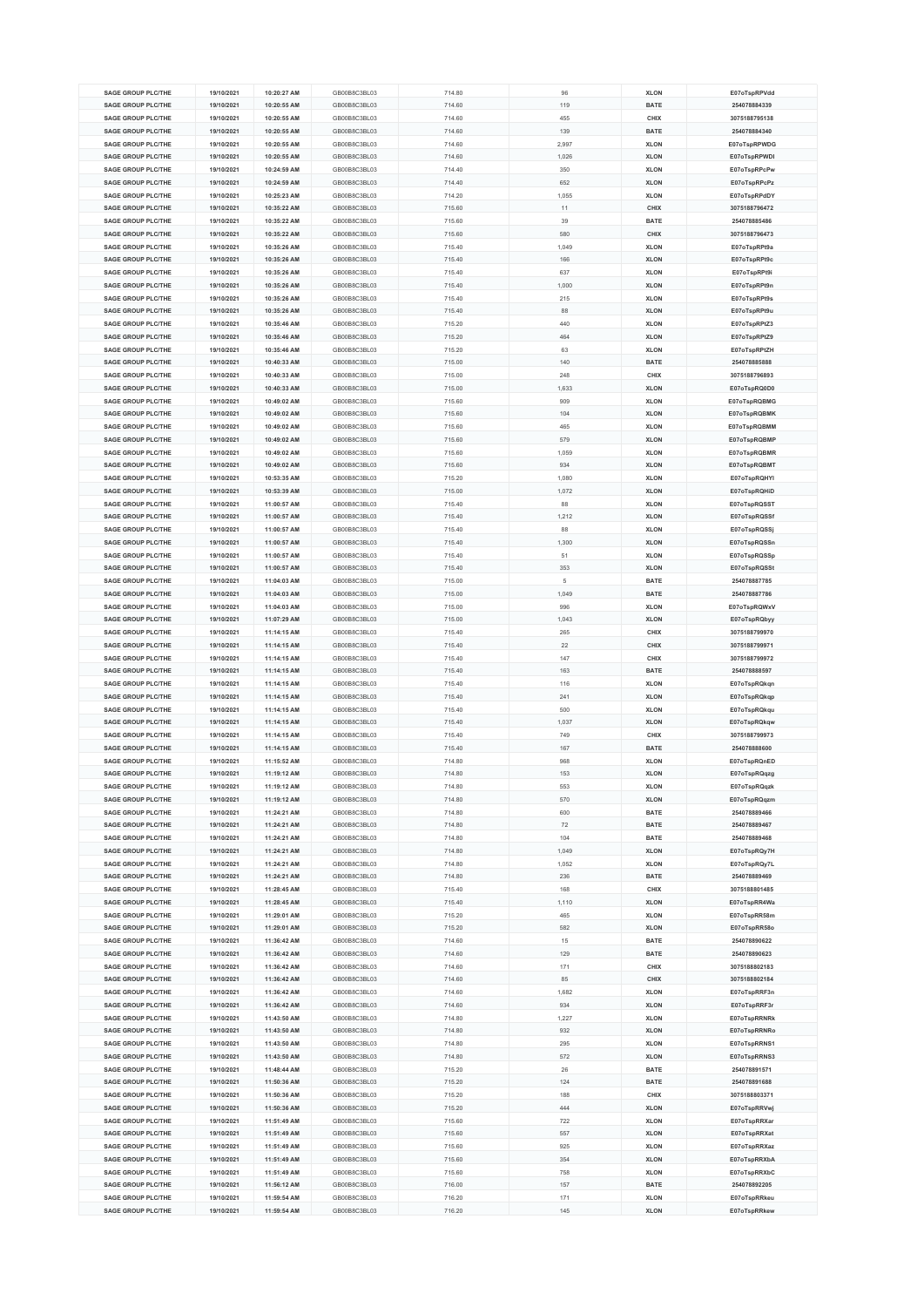| SAGE GROUP PLC/THE | 19/10/2021 | 10:20:27 AM | GB00B8C3BL03 | 714.80 | 96 | XLON | E07oTspRPVdd |
|---|---|---|---|---|---|---|---|
| SAGE GROUP PLC/THE | 19/10/2021 | 10:20:55 AM | GB00B8C3BL03 | 714.60 | 119 | BATE | 254078884339 |
| SAGE GROUP PLC/THE | 19/10/2021 | 10:20:55 AM | GB00B8C3BL03 | 714.60 | 455 | CHIX | 3075188795138 |
| SAGE GROUP PLC/THE | 19/10/2021 | 10:20:55 AM | GB00B8C3BL03 | 714.60 | 139 | BATE | 254078884340 |
| SAGE GROUP PLC/THE | 19/10/2021 | 10:20:55 AM | GB00B8C3BL03 | 714.60 | 2,997 | XLON | E07oTspRPWDG |
| SAGE GROUP PLC/THE | 19/10/2021 | 10:20:55 AM | GB00B8C3BL03 | 714.60 | 1,026 | XLON | E07oTspRPWDI |
| SAGE GROUP PLC/THE | 19/10/2021 | 10:24:59 AM | GB00B8C3BL03 | 714.40 | 350 | XLON | E07oTspRPcPw |
| SAGE GROUP PLC/THE | 19/10/2021 | 10:24:59 AM | GB00B8C3BL03 | 714.40 | 652 | XLON | E07oTspRPcPz |
| SAGE GROUP PLC/THE | 19/10/2021 | 10:25:23 AM | GB00B8C3BL03 | 714.20 | 1,055 | XLON | E07oTspRPdDY |
| SAGE GROUP PLC/THE | 19/10/2021 | 10:35:22 AM | GB00B8C3BL03 | 715.60 | 11 | CHIX | 3075188796472 |
| SAGE GROUP PLC/THE | 19/10/2021 | 10:35:22 AM | GB00B8C3BL03 | 715.60 | 39 | BATE | 254078885486 |
| SAGE GROUP PLC/THE | 19/10/2021 | 10:35:22 AM | GB00B8C3BL03 | 715.60 | 580 | CHIX | 3075188796473 |
| SAGE GROUP PLC/THE | 19/10/2021 | 10:35:26 AM | GB00B8C3BL03 | 715.40 | 1,049 | XLON | E07oTspRPt9a |
| SAGE GROUP PLC/THE | 19/10/2021 | 10:35:26 AM | GB00B8C3BL03 | 715.40 | 166 | XLON | E07oTspRPt9c |
| SAGE GROUP PLC/THE | 19/10/2021 | 10:35:26 AM | GB00B8C3BL03 | 715.40 | 637 | XLON | E07oTspRPt9i |
| SAGE GROUP PLC/THE | 19/10/2021 | 10:35:26 AM | GB00B8C3BL03 | 715.40 | 1,000 | XLON | E07oTspRPt9n |
| SAGE GROUP PLC/THE | 19/10/2021 | 10:35:26 AM | GB00B8C3BL03 | 715.40 | 215 | XLON | E07oTspRPt9s |
| SAGE GROUP PLC/THE | 19/10/2021 | 10:35:26 AM | GB00B8C3BL03 | 715.40 | 88 | XLON | E07oTspRPt9u |
| SAGE GROUP PLC/THE | 19/10/2021 | 10:35:46 AM | GB00B8C3BL03 | 715.20 | 440 | XLON | E07oTspRPtZ3 |
| SAGE GROUP PLC/THE | 19/10/2021 | 10:35:46 AM | GB00B8C3BL03 | 715.20 | 464 | XLON | E07oTspRPtZ9 |
| SAGE GROUP PLC/THE | 19/10/2021 | 10:35:46 AM | GB00B8C3BL03 | 715.20 | 63 | XLON | E07oTspRPtZH |
| SAGE GROUP PLC/THE | 19/10/2021 | 10:40:33 AM | GB00B8C3BL03 | 715.00 | 140 | BATE | 254078885888 |
| SAGE GROUP PLC/THE | 19/10/2021 | 10:40:33 AM | GB00B8C3BL03 | 715.00 | 248 | CHIX | 3075188796893 |
| SAGE GROUP PLC/THE | 19/10/2021 | 10:40:33 AM | GB00B8C3BL03 | 715.00 | 1,633 | XLON | E07oTspRQ0D0 |
| SAGE GROUP PLC/THE | 19/10/2021 | 10:49:02 AM | GB00B8C3BL03 | 715.60 | 909 | XLON | E07oTspRQBMG |
| SAGE GROUP PLC/THE | 19/10/2021 | 10:49:02 AM | GB00B8C3BL03 | 715.60 | 104 | XLON | E07oTspRQBMK |
| SAGE GROUP PLC/THE | 19/10/2021 | 10:49:02 AM | GB00B8C3BL03 | 715.60 | 465 | XLON | E07oTspRQBMM |
| SAGE GROUP PLC/THE | 19/10/2021 | 10:49:02 AM | GB00B8C3BL03 | 715.60 | 579 | XLON | E07oTspRQBMP |
| SAGE GROUP PLC/THE | 19/10/2021 | 10:49:02 AM | GB00B8C3BL03 | 715.60 | 1,059 | XLON | E07oTspRQBMR |
| SAGE GROUP PLC/THE | 19/10/2021 | 10:49:02 AM | GB00B8C3BL03 | 715.60 | 934 | XLON | E07oTspRQBMT |
| SAGE GROUP PLC/THE | 19/10/2021 | 10:53:35 AM | GB00B8C3BL03 | 715.20 | 1,080 | XLON | E07oTspRQHYl |
| SAGE GROUP PLC/THE | 19/10/2021 | 10:53:39 AM | GB00B8C3BL03 | 715.00 | 1,072 | XLON | E07oTspRQHiD |
| SAGE GROUP PLC/THE | 19/10/2021 | 11:00:57 AM | GB00B8C3BL03 | 715.40 | 88 | XLON | E07oTspRQSST |
| SAGE GROUP PLC/THE | 19/10/2021 | 11:00:57 AM | GB00B8C3BL03 | 715.40 | 1,212 | XLON | E07oTspRQSSf |
| SAGE GROUP PLC/THE | 19/10/2021 | 11:00:57 AM | GB00B8C3BL03 | 715.40 | 88 | XLON | E07oTspRQSSj |
| SAGE GROUP PLC/THE | 19/10/2021 | 11:00:57 AM | GB00B8C3BL03 | 715.40 | 1,300 | XLON | E07oTspRQSSn |
| SAGE GROUP PLC/THE | 19/10/2021 | 11:00:57 AM | GB00B8C3BL03 | 715.40 | 51 | XLON | E07oTspRQSSp |
| SAGE GROUP PLC/THE | 19/10/2021 | 11:00:57 AM | GB00B8C3BL03 | 715.40 | 353 | XLON | E07oTspRQSSt |
| SAGE GROUP PLC/THE | 19/10/2021 | 11:04:03 AM | GB00B8C3BL03 | 715.00 | 5 | BATE | 254078887785 |
| SAGE GROUP PLC/THE | 19/10/2021 | 11:04:03 AM | GB00B8C3BL03 | 715.00 | 1,049 | BATE | 254078887786 |
| SAGE GROUP PLC/THE | 19/10/2021 | 11:04:03 AM | GB00B8C3BL03 | 715.00 | 996 | XLON | E07oTspRQWxV |
| SAGE GROUP PLC/THE | 19/10/2021 | 11:07:29 AM | GB00B8C3BL03 | 715.00 | 1,043 | XLON | E07oTspRQbyy |
| SAGE GROUP PLC/THE | 19/10/2021 | 11:14:15 AM | GB00B8C3BL03 | 715.40 | 265 | CHIX | 3075188799970 |
| SAGE GROUP PLC/THE | 19/10/2021 | 11:14:15 AM | GB00B8C3BL03 | 715.40 | 22 | CHIX | 3075188799971 |
| SAGE GROUP PLC/THE | 19/10/2021 | 11:14:15 AM | GB00B8C3BL03 | 715.40 | 147 | CHIX | 3075188799972 |
| SAGE GROUP PLC/THE | 19/10/2021 | 11:14:15 AM | GB00B8C3BL03 | 715.40 | 163 | BATE | 254078888597 |
| SAGE GROUP PLC/THE | 19/10/2021 | 11:14:15 AM | GB00B8C3BL03 | 715.40 | 116 | XLON | E07oTspRQkqn |
| SAGE GROUP PLC/THE | 19/10/2021 | 11:14:15 AM | GB00B8C3BL03 | 715.40 | 241 | XLON | E07oTspRQkqp |
| SAGE GROUP PLC/THE | 19/10/2021 | 11:14:15 AM | GB00B8C3BL03 | 715.40 | 500 | XLON | E07oTspRQkqu |
| SAGE GROUP PLC/THE | 19/10/2021 | 11:14:15 AM | GB00B8C3BL03 | 715.40 | 1,037 | XLON | E07oTspRQkqw |
| SAGE GROUP PLC/THE | 19/10/2021 | 11:14:15 AM | GB00B8C3BL03 | 715.40 | 749 | CHIX | 3075188799973 |
| SAGE GROUP PLC/THE | 19/10/2021 | 11:14:15 AM | GB00B8C3BL03 | 715.40 | 167 | BATE | 254078888600 |
| SAGE GROUP PLC/THE | 19/10/2021 | 11:15:52 AM | GB00B8C3BL03 | 714.80 | 968 | XLON | E07oTspRQnED |
| SAGE GROUP PLC/THE | 19/10/2021 | 11:19:12 AM | GB00B8C3BL03 | 714.80 | 153 | XLON | E07oTspRQqzg |
| SAGE GROUP PLC/THE | 19/10/2021 | 11:19:12 AM | GB00B8C3BL03 | 714.80 | 553 | XLON | E07oTspRQqzk |
| SAGE GROUP PLC/THE | 19/10/2021 | 11:19:12 AM | GB00B8C3BL03 | 714.80 | 570 | XLON | E07oTspRQqzm |
| SAGE GROUP PLC/THE | 19/10/2021 | 11:24:21 AM | GB00B8C3BL03 | 714.80 | 600 | BATE | 254078889466 |
| SAGE GROUP PLC/THE | 19/10/2021 | 11:24:21 AM | GB00B8C3BL03 | 714.80 | 72 | BATE | 254078889467 |
| SAGE GROUP PLC/THE | 19/10/2021 | 11:24:21 AM | GB00B8C3BL03 | 714.80 | 104 | BATE | 254078889468 |
| SAGE GROUP PLC/THE | 19/10/2021 | 11:24:21 AM | GB00B8C3BL03 | 714.80 | 1,049 | XLON | E07oTspRQy7H |
| SAGE GROUP PLC/THE | 19/10/2021 | 11:24:21 AM | GB00B8C3BL03 | 714.80 | 1,052 | XLON | E07oTspRQy7L |
| SAGE GROUP PLC/THE | 19/10/2021 | 11:24:21 AM | GB00B8C3BL03 | 714.80 | 236 | BATE | 254078889469 |
| SAGE GROUP PLC/THE | 19/10/2021 | 11:28:45 AM | GB00B8C3BL03 | 715.40 | 168 | CHIX | 3075188801485 |
| SAGE GROUP PLC/THE | 19/10/2021 | 11:28:45 AM | GB00B8C3BL03 | 715.40 | 1,110 | XLON | E07oTspRR4Wa |
| SAGE GROUP PLC/THE | 19/10/2021 | 11:29:01 AM | GB00B8C3BL03 | 715.20 | 465 | XLON | E07oTspRR58m |
| SAGE GROUP PLC/THE | 19/10/2021 | 11:29:01 AM | GB00B8C3BL03 | 715.20 | 582 | XLON | E07oTspRR58o |
| SAGE GROUP PLC/THE | 19/10/2021 | 11:36:42 AM | GB00B8C3BL03 | 714.60 | 15 | BATE | 254078890622 |
| SAGE GROUP PLC/THE | 19/10/2021 | 11:36:42 AM | GB00B8C3BL03 | 714.60 | 129 | BATE | 254078890623 |
| SAGE GROUP PLC/THE | 19/10/2021 | 11:36:42 AM | GB00B8C3BL03 | 714.60 | 171 | CHIX | 3075188802183 |
| SAGE GROUP PLC/THE | 19/10/2021 | 11:36:42 AM | GB00B8C3BL03 | 714.60 | 85 | CHIX | 3075188802184 |
| SAGE GROUP PLC/THE | 19/10/2021 | 11:36:42 AM | GB00B8C3BL03 | 714.60 | 1,682 | XLON | E07oTspRRF3n |
| SAGE GROUP PLC/THE | 19/10/2021 | 11:36:42 AM | GB00B8C3BL03 | 714.60 | 934 | XLON | E07oTspRRF3r |
| SAGE GROUP PLC/THE | 19/10/2021 | 11:43:50 AM | GB00B8C3BL03 | 714.80 | 1,227 | XLON | E07oTspRRNRk |
| SAGE GROUP PLC/THE | 19/10/2021 | 11:43:50 AM | GB00B8C3BL03 | 714.80 | 932 | XLON | E07oTspRRNRo |
| SAGE GROUP PLC/THE | 19/10/2021 | 11:43:50 AM | GB00B8C3BL03 | 714.80 | 295 | XLON | E07oTspRRNS1 |
| SAGE GROUP PLC/THE | 19/10/2021 | 11:43:50 AM | GB00B8C3BL03 | 714.80 | 572 | XLON | E07oTspRRNS3 |
| SAGE GROUP PLC/THE | 19/10/2021 | 11:48:44 AM | GB00B8C3BL03 | 715.20 | 26 | BATE | 254078891571 |
| SAGE GROUP PLC/THE | 19/10/2021 | 11:50:36 AM | GB00B8C3BL03 | 715.20 | 124 | BATE | 254078891688 |
| SAGE GROUP PLC/THE | 19/10/2021 | 11:50:36 AM | GB00B8C3BL03 | 715.20 | 188 | CHIX | 3075188803371 |
| SAGE GROUP PLC/THE | 19/10/2021 | 11:50:36 AM | GB00B8C3BL03 | 715.20 | 444 | XLON | E07oTspRRVwj |
| SAGE GROUP PLC/THE | 19/10/2021 | 11:51:49 AM | GB00B8C3BL03 | 715.60 | 722 | XLON | E07oTspRRXar |
| SAGE GROUP PLC/THE | 19/10/2021 | 11:51:49 AM | GB00B8C3BL03 | 715.60 | 557 | XLON | E07oTspRRXat |
| SAGE GROUP PLC/THE | 19/10/2021 | 11:51:49 AM | GB00B8C3BL03 | 715.60 | 925 | XLON | E07oTspRRXaz |
| SAGE GROUP PLC/THE | 19/10/2021 | 11:51:49 AM | GB00B8C3BL03 | 715.60 | 354 | XLON | E07oTspRRXbA |
| SAGE GROUP PLC/THE | 19/10/2021 | 11:51:49 AM | GB00B8C3BL03 | 715.60 | 758 | XLON | E07oTspRRXbC |
| SAGE GROUP PLC/THE | 19/10/2021 | 11:56:12 AM | GB00B8C3BL03 | 716.00 | 157 | BATE | 254078892205 |
| SAGE GROUP PLC/THE | 19/10/2021 | 11:59:54 AM | GB00B8C3BL03 | 716.20 | 171 | XLON | E07oTspRRkeu |
| SAGE GROUP PLC/THE | 19/10/2021 | 11:59:54 AM | GB00B8C3BL03 | 716.20 | 145 | XLON | E07oTspRRkew |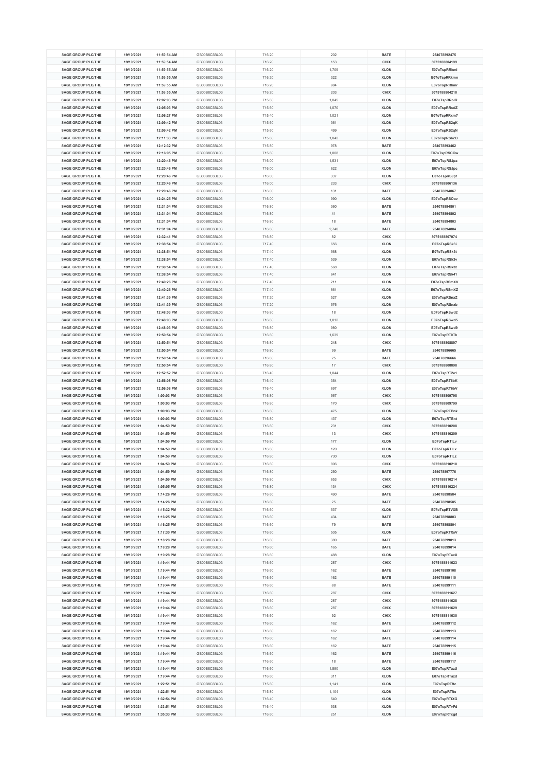| SAGE GROUP PLC/THE | 19/10/2021 | 11:59:54 AM | GB00B8C3BL03 | 716.20 | 202 | BATE | 254078892475 |
|---|---|---|---|---|---|---|---|
| SAGE GROUP PLC/THE | 19/10/2021 | 11:59:54 AM | GB00B8C3BL03 | 716.20 | 153 | CHIX | 3075188804199 |
| SAGE GROUP PLC/THE | 19/10/2021 | 11:59:55 AM | GB00B8C3BL03 | 716.20 | 1,709 | XLON | E07oTspRRkml |
| SAGE GROUP PLC/THE | 19/10/2021 | 11:59:55 AM | GB00B8C3BL03 | 716.20 | 322 | XLON | E07oTspRRkmn |
| SAGE GROUP PLC/THE | 19/10/2021 | 11:59:55 AM | GB00B8C3BL03 | 716.20 | 984 | XLON | E07oTspRRkmr |
| SAGE GROUP PLC/THE | 19/10/2021 | 11:59:55 AM | GB00B8C3BL03 | 716.20 | 203 | CHIX | 3075188804210 |
| SAGE GROUP PLC/THE | 19/10/2021 | 12:02:03 PM | GB00B8C3BL03 | 715.80 | 1,045 | XLON | E07oTspRRolR |
| SAGE GROUP PLC/THE | 19/10/2021 | 12:05:03 PM | GB00B8C3BL03 | 715.60 | 1,070 | XLON | E07oTspRRudZ |
| SAGE GROUP PLC/THE | 19/10/2021 | 12:06:27 PM | GB00B8C3BL03 | 715.40 | 1,021 | XLON | E07oTspRRxm7 |
| SAGE GROUP PLC/THE | 19/10/2021 | 12:09:42 PM | GB00B8C3BL03 | 715.60 | 361 | XLON | E07oTspRS2qK |
| SAGE GROUP PLC/THE | 19/10/2021 | 12:09:42 PM | GB00B8C3BL03 | 715.60 | 499 | XLON | E07oTspRS2qN |
| SAGE GROUP PLC/THE | 19/10/2021 | 12:11:33 PM | GB00B8C3BL03 | 715.80 | 1,042 | XLON | E07oTspRS62O |
| SAGE GROUP PLC/THE | 19/10/2021 | 12:12:32 PM | GB00B8C3BL03 | 715.80 | 978 | BATE | 254078893462 |
| SAGE GROUP PLC/THE | 19/10/2021 | 12:16:05 PM | GB00B8C3BL03 | 715.80 | 1,008 | XLON | E07oTspRSCGw |
| SAGE GROUP PLC/THE | 19/10/2021 | 12:20:46 PM | GB00B8C3BL03 | 716.00 | 1,531 | XLON | E07oTspRSJpa |
| SAGE GROUP PLC/THE | 19/10/2021 | 12:20:46 PM | GB00B8C3BL03 | 716.00 | 622 | XLON | E07oTspRSJpc |
| SAGE GROUP PLC/THE | 19/10/2021 | 12:20:46 PM | GB00B8C3BL03 | 716.00 | 337 | XLON | E07oTspRSJpf |
| SAGE GROUP PLC/THE | 19/10/2021 | 12:20:46 PM | GB00B8C3BL03 | 716.00 | 233 | CHIX | 3075188806136 |
| SAGE GROUP PLC/THE | 19/10/2021 | 12:20:46 PM | GB00B8C3BL03 | 716.00 | 131 | BATE | 254078894067 |
| SAGE GROUP PLC/THE | 19/10/2021 | 12:24:25 PM | GB00B8C3BL03 | 716.00 | 990 | XLON | E07oTspRSOov |
| SAGE GROUP PLC/THE | 19/10/2021 | 12:31:04 PM | GB00B8C3BL03 | 716.80 | 360 | BATE | 254078894801 |
| SAGE GROUP PLC/THE | 19/10/2021 | 12:31:04 PM | GB00B8C3BL03 | 716.80 | 41 | BATE | 254078894802 |
| SAGE GROUP PLC/THE | 19/10/2021 | 12:31:04 PM | GB00B8C3BL03 | 716.80 | 18 | BATE | 254078894803 |
| SAGE GROUP PLC/THE | 19/10/2021 | 12:31:04 PM | GB00B8C3BL03 | 716.80 | 2,740 | BATE | 254078894804 |
| SAGE GROUP PLC/THE | 19/10/2021 | 12:32:41 PM | GB00B8C3BL03 | 716.80 | 82 | CHIX | 3075188807074 |
| SAGE GROUP PLC/THE | 19/10/2021 | 12:38:54 PM | GB00B8C3BL03 | 717.40 | 656 | XLON | E07oTspRSk3i |
| SAGE GROUP PLC/THE | 19/10/2021 | 12:38:54 PM | GB00B8C3BL03 | 717.40 | 568 | XLON | E07oTspRSk3t |
| SAGE GROUP PLC/THE | 19/10/2021 | 12:38:54 PM | GB00B8C3BL03 | 717.40 | 539 | XLON | E07oTspRSk3v |
| SAGE GROUP PLC/THE | 19/10/2021 | 12:38:54 PM | GB00B8C3BL03 | 717.40 | 568 | XLON | E07oTspRSk3z |
| SAGE GROUP PLC/THE | 19/10/2021 | 12:38:54 PM | GB00B8C3BL03 | 717.40 | 641 | XLON | E07oTspRSk41 |
| SAGE GROUP PLC/THE | 19/10/2021 | 12:40:26 PM | GB00B8C3BL03 | 717.40 | 211 | XLON | E07oTspRSmXV |
| SAGE GROUP PLC/THE | 19/10/2021 | 12:40:26 PM | GB00B8C3BL03 | 717.40 | 861 | XLON | E07oTspRSmXZ |
| SAGE GROUP PLC/THE | 19/10/2021 | 12:41:39 PM | GB00B8C3BL03 | 717.20 | 527 | XLON | E07oTspRSnxZ |
| SAGE GROUP PLC/THE | 19/10/2021 | 12:41:39 PM | GB00B8C3BL03 | 717.20 | 576 | XLON | E07oTspRSnxb |
| SAGE GROUP PLC/THE | 19/10/2021 | 12:48:03 PM | GB00B8C3BL03 | 716.80 | 18 | XLON | E07oTspRSwd2 |
| SAGE GROUP PLC/THE | 19/10/2021 | 12:48:03 PM | GB00B8C3BL03 | 716.80 | 1,012 | XLON | E07oTspRSwd5 |
| SAGE GROUP PLC/THE | 19/10/2021 | 12:48:03 PM | GB00B8C3BL03 | 716.80 | 980 | XLON | E07oTspRSwd9 |
| SAGE GROUP PLC/THE | 19/10/2021 | 12:50:54 PM | GB00B8C3BL03 | 716.80 | 1,639 | XLON | E07oTspRT0Th |
| SAGE GROUP PLC/THE | 19/10/2021 | 12:50:54 PM | GB00B8C3BL03 | 716.80 | 248 | CHIX | 3075188808897 |
| SAGE GROUP PLC/THE | 19/10/2021 | 12:50:54 PM | GB00B8C3BL03 | 716.80 | 99 | BATE | 254078896665 |
| SAGE GROUP PLC/THE | 19/10/2021 | 12:50:54 PM | GB00B8C3BL03 | 716.80 | 25 | BATE | 254078896666 |
| SAGE GROUP PLC/THE | 19/10/2021 | 12:50:54 PM | GB00B8C3BL03 | 716.80 | 17 | CHIX | 3075188808898 |
| SAGE GROUP PLC/THE | 19/10/2021 | 12:52:52 PM | GB00B8C3BL03 | 716.40 | 1,044 | XLON | E07oTspRT2e1 |
| SAGE GROUP PLC/THE | 19/10/2021 | 12:56:08 PM | GB00B8C3BL03 | 716.40 | 354 | XLON | E07oTspRT6bK |
| SAGE GROUP PLC/THE | 19/10/2021 | 12:56:08 PM | GB00B8C3BL03 | 716.40 | 697 | XLON | E07oTspRT6bV |
| SAGE GROUP PLC/THE | 19/10/2021 | 1:00:03 PM | GB00B8C3BL03 | 716.80 | 567 | CHIX | 3075188809798 |
| SAGE GROUP PLC/THE | 19/10/2021 | 1:00:03 PM | GB00B8C3BL03 | 716.80 | 170 | CHIX | 3075188809799 |
| SAGE GROUP PLC/THE | 19/10/2021 | 1:00:03 PM | GB00B8C3BL03 | 716.80 | 475 | XLON | E07oTspRTBnk |
| SAGE GROUP PLC/THE | 19/10/2021 | 1:00:03 PM | GB00B8C3BL03 | 716.80 | 437 | XLON | E07oTspRTBnt |
| SAGE GROUP PLC/THE | 19/10/2021 | 1:04:59 PM | GB00B8C3BL03 | 716.80 | 231 | CHIX | 3075188810208 |
| SAGE GROUP PLC/THE | 19/10/2021 | 1:04:59 PM | GB00B8C3BL03 | 716.80 | 13 | CHIX | 3075188810209 |
| SAGE GROUP PLC/THE | 19/10/2021 | 1:04:59 PM | GB00B8C3BL03 | 716.80 | 177 | XLON | E07oTspRTILv |
| SAGE GROUP PLC/THE | 19/10/2021 | 1:04:59 PM | GB00B8C3BL03 | 716.80 | 120 | XLON | E07oTspRTILx |
| SAGE GROUP PLC/THE | 19/10/2021 | 1:04:59 PM | GB00B8C3BL03 | 716.80 | 730 | XLON | E07oTspRTILz |
| SAGE GROUP PLC/THE | 19/10/2021 | 1:04:59 PM | GB00B8C3BL03 | 716.80 | 806 | CHIX | 3075188810210 |
| SAGE GROUP PLC/THE | 19/10/2021 | 1:04:59 PM | GB00B8C3BL03 | 716.80 | 250 | BATE | 254078897776 |
| SAGE GROUP PLC/THE | 19/10/2021 | 1:04:59 PM | GB00B8C3BL03 | 716.80 | 653 | CHIX | 3075188810214 |
| SAGE GROUP PLC/THE | 19/10/2021 | 1:05:05 PM | GB00B8C3BL03 | 716.80 | 134 | CHIX | 3075188810224 |
| SAGE GROUP PLC/THE | 19/10/2021 | 1:14:26 PM | GB00B8C3BL03 | 716.60 | 490 | BATE | 254078898584 |
| SAGE GROUP PLC/THE | 19/10/2021 | 1:14:26 PM | GB00B8C3BL03 | 716.60 | 25 | BATE | 254078898585 |
| SAGE GROUP PLC/THE | 19/10/2021 | 1:15:32 PM | GB00B8C3BL03 | 716.60 | 537 | XLON | E07oTspRTVXB |
| SAGE GROUP PLC/THE | 19/10/2021 | 1:16:25 PM | GB00B8C3BL03 | 716.60 | 434 | BATE | 254078898803 |
| SAGE GROUP PLC/THE | 19/10/2021 | 1:16:25 PM | GB00B8C3BL03 | 716.60 | 79 | BATE | 254078898804 |
| SAGE GROUP PLC/THE | 19/10/2021 | 1:17:30 PM | GB00B8C3BL03 | 716.60 | 505 | XLON | E07oTspRTXsV |
| SAGE GROUP PLC/THE | 19/10/2021 | 1:18:28 PM | GB00B8C3BL03 | 716.60 | 380 | BATE | 254078899013 |
| SAGE GROUP PLC/THE | 19/10/2021 | 1:18:28 PM | GB00B8C3BL03 | 716.60 | 165 | BATE | 254078899014 |
| SAGE GROUP PLC/THE | 19/10/2021 | 1:19:28 PM | GB00B8C3BL03 | 716.80 | 488 | XLON | E07oTspRTacX |
| SAGE GROUP PLC/THE | 19/10/2021 | 1:19:44 PM | GB00B8C3BL03 | 716.60 | 287 | CHIX | 3075188811623 |
| SAGE GROUP PLC/THE | 19/10/2021 | 1:19:44 PM | GB00B8C3BL03 | 716.60 | 162 | BATE | 254078899108 |
| SAGE GROUP PLC/THE | 19/10/2021 | 1:19:44 PM | GB00B8C3BL03 | 716.60 | 162 | BATE | 254078899110 |
| SAGE GROUP PLC/THE | 19/10/2021 | 1:19:44 PM | GB00B8C3BL03 | 716.60 | 88 | BATE | 254078899111 |
| SAGE GROUP PLC/THE | 19/10/2021 | 1:19:44 PM | GB00B8C3BL03 | 716.60 | 287 | CHIX | 3075188811627 |
| SAGE GROUP PLC/THE | 19/10/2021 | 1:19:44 PM | GB00B8C3BL03 | 716.60 | 287 | CHIX | 3075188811628 |
| SAGE GROUP PLC/THE | 19/10/2021 | 1:19:44 PM | GB00B8C3BL03 | 716.60 | 287 | CHIX | 3075188811629 |
| SAGE GROUP PLC/THE | 19/10/2021 | 1:19:44 PM | GB00B8C3BL03 | 716.60 | 92 | CHIX | 3075188811630 |
| SAGE GROUP PLC/THE | 19/10/2021 | 1:19:44 PM | GB00B8C3BL03 | 716.60 | 162 | BATE | 254078899112 |
| SAGE GROUP PLC/THE | 19/10/2021 | 1:19:44 PM | GB00B8C3BL03 | 716.60 | 162 | BATE | 254078899113 |
| SAGE GROUP PLC/THE | 19/10/2021 | 1:19:44 PM | GB00B8C3BL03 | 716.60 | 162 | BATE | 254078899114 |
| SAGE GROUP PLC/THE | 19/10/2021 | 1:19:44 PM | GB00B8C3BL03 | 716.60 | 162 | BATE | 254078899115 |
| SAGE GROUP PLC/THE | 19/10/2021 | 1:19:44 PM | GB00B8C3BL03 | 716.60 | 162 | BATE | 254078899116 |
| SAGE GROUP PLC/THE | 19/10/2021 | 1:19:44 PM | GB00B8C3BL03 | 716.60 | 18 | BATE | 254078899117 |
| SAGE GROUP PLC/THE | 19/10/2021 | 1:19:44 PM | GB00B8C3BL03 | 716.60 | 1,890 | XLON | E07oTspRTazU |
| SAGE GROUP PLC/THE | 19/10/2021 | 1:19:44 PM | GB00B8C3BL03 | 716.60 | 311 | XLON | E07oTspRTazd |
| SAGE GROUP PLC/THE | 19/10/2021 | 1:22:51 PM | GB00B8C3BL03 | 715.80 | 1,141 | XLON | E07oTspRTftc |
| SAGE GROUP PLC/THE | 19/10/2021 | 1:22:51 PM | GB00B8C3BL03 | 715.80 | 1,104 | XLON | E07oTspRTfte |
| SAGE GROUP PLC/THE | 19/10/2021 | 1:32:54 PM | GB00B8C3BL03 | 716.40 | 540 | XLON | E07oTspRTtXG |
| SAGE GROUP PLC/THE | 19/10/2021 | 1:33:51 PM | GB00B8C3BL03 | 716.40 | 538 | XLON | E07oTspRTvFd |
| SAGE GROUP PLC/THE | 19/10/2021 | 1:35:33 PM | GB00B8C3BL03 | 716.60 | 251 | XLON | E07oTspRTxgd |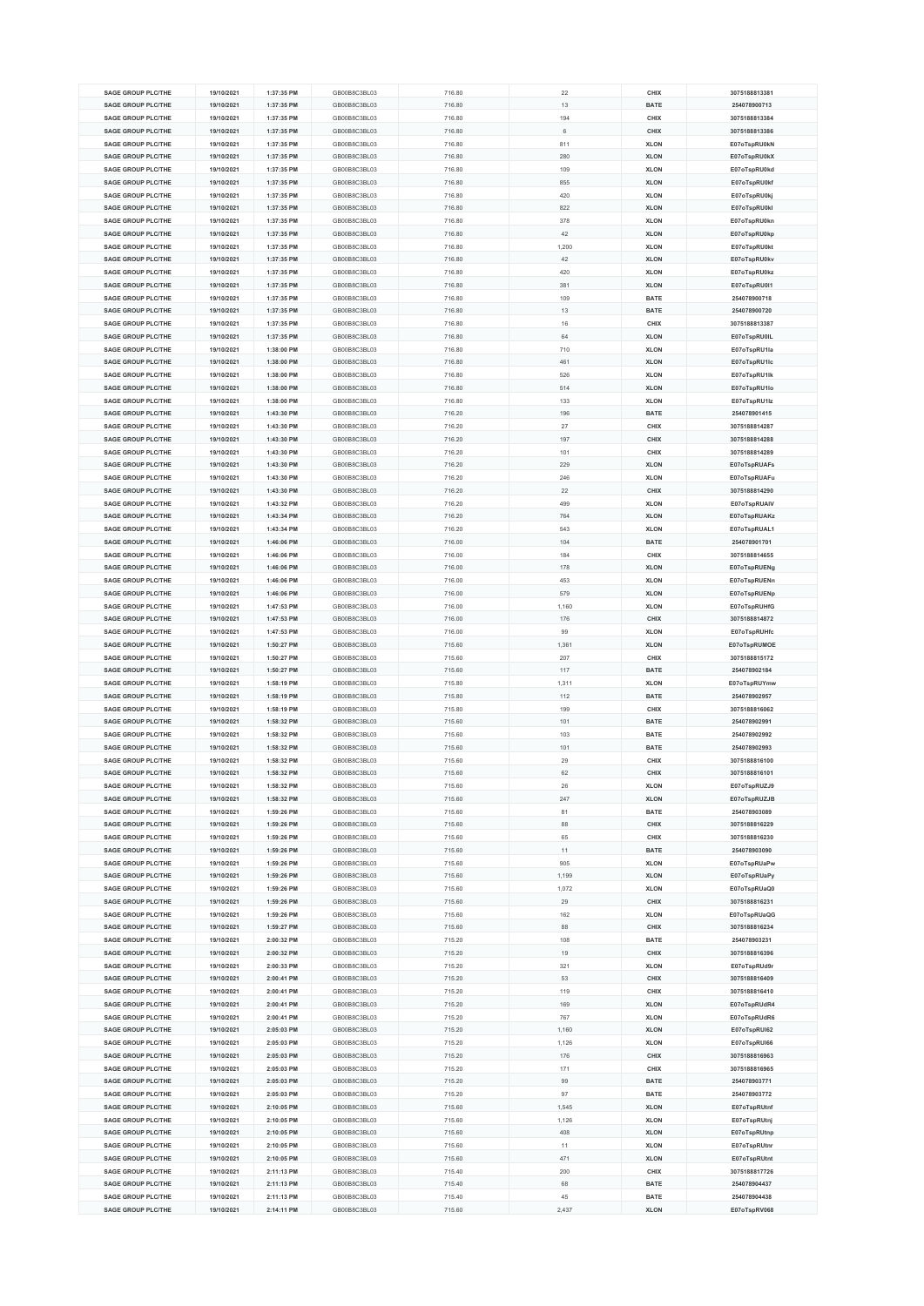| SAGE GROUP PLC/THE | 19/10/2021 | 1:37:35 PM | GB00B8C3BL03 | 716.80 | 22 | CHIX | 3075188813381 |
|---|---|---|---|---|---|---|---|
| SAGE GROUP PLC/THE | 19/10/2021 | 1:37:35 PM | GB00B8C3BL03 | 716.80 | 13 | BATE | 254078900713 |
| SAGE GROUP PLC/THE | 19/10/2021 | 1:37:35 PM | GB00B8C3BL03 | 716.80 | 194 | CHIX | 3075188813384 |
| SAGE GROUP PLC/THE | 19/10/2021 | 1:37:35 PM | GB00B8C3BL03 | 716.80 | 6 | CHIX | 3075188813386 |
| SAGE GROUP PLC/THE | 19/10/2021 | 1:37:35 PM | GB00B8C3BL03 | 716.80 | 811 | XLON | E07oTspRU0kN |
| SAGE GROUP PLC/THE | 19/10/2021 | 1:37:35 PM | GB00B8C3BL03 | 716.80 | 280 | XLON | E07oTspRU0kX |
| SAGE GROUP PLC/THE | 19/10/2021 | 1:37:35 PM | GB00B8C3BL03 | 716.80 | 109 | XLON | E07oTspRU0kd |
| SAGE GROUP PLC/THE | 19/10/2021 | 1:37:35 PM | GB00B8C3BL03 | 716.80 | 855 | XLON | E07oTspRU0kf |
| SAGE GROUP PLC/THE | 19/10/2021 | 1:37:35 PM | GB00B8C3BL03 | 716.80 | 420 | XLON | E07oTspRU0kj |
| SAGE GROUP PLC/THE | 19/10/2021 | 1:37:35 PM | GB00B8C3BL03 | 716.80 | 822 | XLON | E07oTspRU0kl |
| SAGE GROUP PLC/THE | 19/10/2021 | 1:37:35 PM | GB00B8C3BL03 | 716.80 | 378 | XLON | E07oTspRU0kn |
| SAGE GROUP PLC/THE | 19/10/2021 | 1:37:35 PM | GB00B8C3BL03 | 716.80 | 42 | XLON | E07oTspRU0kp |
| SAGE GROUP PLC/THE | 19/10/2021 | 1:37:35 PM | GB00B8C3BL03 | 716.80 | 1,200 | XLON | E07oTspRU0kt |
| SAGE GROUP PLC/THE | 19/10/2021 | 1:37:35 PM | GB00B8C3BL03 | 716.80 | 42 | XLON | E07oTspRU0kv |
| SAGE GROUP PLC/THE | 19/10/2021 | 1:37:35 PM | GB00B8C3BL03 | 716.80 | 420 | XLON | E07oTspRU0kz |
| SAGE GROUP PLC/THE | 19/10/2021 | 1:37:35 PM | GB00B8C3BL03 | 716.80 | 381 | XLON | E07oTspRU0l1 |
| SAGE GROUP PLC/THE | 19/10/2021 | 1:37:35 PM | GB00B8C3BL03 | 716.80 | 109 | BATE | 254078900718 |
| SAGE GROUP PLC/THE | 19/10/2021 | 1:37:35 PM | GB00B8C3BL03 | 716.80 | 13 | BATE | 254078900720 |
| SAGE GROUP PLC/THE | 19/10/2021 | 1:37:35 PM | GB00B8C3BL03 | 716.80 | 16 | CHIX | 3075188813387 |
| SAGE GROUP PLC/THE | 19/10/2021 | 1:37:35 PM | GB00B8C3BL03 | 716.80 | 64 | XLON | E07oTspRU0lL |
| SAGE GROUP PLC/THE | 19/10/2021 | 1:38:00 PM | GB00B8C3BL03 | 716.80 | 710 | XLON | E07oTspRU1la |
| SAGE GROUP PLC/THE | 19/10/2021 | 1:38:00 PM | GB00B8C3BL03 | 716.80 | 461 | XLON | E07oTspRU1lc |
| SAGE GROUP PLC/THE | 19/10/2021 | 1:38:00 PM | GB00B8C3BL03 | 716.80 | 526 | XLON | E07oTspRU1lk |
| SAGE GROUP PLC/THE | 19/10/2021 | 1:38:00 PM | GB00B8C3BL03 | 716.80 | 514 | XLON | E07oTspRU1lo |
| SAGE GROUP PLC/THE | 19/10/2021 | 1:38:00 PM | GB00B8C3BL03 | 716.80 | 133 | XLON | E07oTspRU1lz |
| SAGE GROUP PLC/THE | 19/10/2021 | 1:43:30 PM | GB00B8C3BL03 | 716.20 | 196 | BATE | 254078901415 |
| SAGE GROUP PLC/THE | 19/10/2021 | 1:43:30 PM | GB00B8C3BL03 | 716.20 | 27 | CHIX | 3075188814287 |
| SAGE GROUP PLC/THE | 19/10/2021 | 1:43:30 PM | GB00B8C3BL03 | 716.20 | 197 | CHIX | 3075188814288 |
| SAGE GROUP PLC/THE | 19/10/2021 | 1:43:30 PM | GB00B8C3BL03 | 716.20 | 101 | CHIX | 3075188814289 |
| SAGE GROUP PLC/THE | 19/10/2021 | 1:43:30 PM | GB00B8C3BL03 | 716.20 | 229 | XLON | E07oTspRUAFs |
| SAGE GROUP PLC/THE | 19/10/2021 | 1:43:30 PM | GB00B8C3BL03 | 716.20 | 246 | XLON | E07oTspRUAFu |
| SAGE GROUP PLC/THE | 19/10/2021 | 1:43:30 PM | GB00B8C3BL03 | 716.20 | 22 | CHIX | 3075188814290 |
| SAGE GROUP PLC/THE | 19/10/2021 | 1:43:32 PM | GB00B8C3BL03 | 716.20 | 499 | XLON | E07oTspRUAIV |
| SAGE GROUP PLC/THE | 19/10/2021 | 1:43:34 PM | GB00B8C3BL03 | 716.20 | 764 | XLON | E07oTspRUAKz |
| SAGE GROUP PLC/THE | 19/10/2021 | 1:43:34 PM | GB00B8C3BL03 | 716.20 | 543 | XLON | E07oTspRUAL1 |
| SAGE GROUP PLC/THE | 19/10/2021 | 1:46:06 PM | GB00B8C3BL03 | 716.00 | 104 | BATE | 254078901701 |
| SAGE GROUP PLC/THE | 19/10/2021 | 1:46:06 PM | GB00B8C3BL03 | 716.00 | 184 | CHIX | 3075188814655 |
| SAGE GROUP PLC/THE | 19/10/2021 | 1:46:06 PM | GB00B8C3BL03 | 716.00 | 178 | XLON | E07oTspRUENg |
| SAGE GROUP PLC/THE | 19/10/2021 | 1:46:06 PM | GB00B8C3BL03 | 716.00 | 453 | XLON | E07oTspRUENn |
| SAGE GROUP PLC/THE | 19/10/2021 | 1:46:06 PM | GB00B8C3BL03 | 716.00 | 579 | XLON | E07oTspRUENp |
| SAGE GROUP PLC/THE | 19/10/2021 | 1:47:53 PM | GB00B8C3BL03 | 716.00 | 1,160 | XLON | E07oTspRUHfG |
| SAGE GROUP PLC/THE | 19/10/2021 | 1:47:53 PM | GB00B8C3BL03 | 716.00 | 176 | CHIX | 3075188814872 |
| SAGE GROUP PLC/THE | 19/10/2021 | 1:47:53 PM | GB00B8C3BL03 | 716.00 | 99 | XLON | E07oTspRUHfc |
| SAGE GROUP PLC/THE | 19/10/2021 | 1:50:27 PM | GB00B8C3BL03 | 715.60 | 1,361 | XLON | E07oTspRUMOE |
| SAGE GROUP PLC/THE | 19/10/2021 | 1:50:27 PM | GB00B8C3BL03 | 715.60 | 207 | CHIX | 3075188815172 |
| SAGE GROUP PLC/THE | 19/10/2021 | 1:50:27 PM | GB00B8C3BL03 | 715.60 | 117 | BATE | 254078902184 |
| SAGE GROUP PLC/THE | 19/10/2021 | 1:58:19 PM | GB00B8C3BL03 | 715.80 | 1,311 | XLON | E07oTspRUYmw |
| SAGE GROUP PLC/THE | 19/10/2021 | 1:58:19 PM | GB00B8C3BL03 | 715.80 | 112 | BATE | 254078902957 |
| SAGE GROUP PLC/THE | 19/10/2021 | 1:58:19 PM | GB00B8C3BL03 | 715.80 | 199 | CHIX | 3075188816062 |
| SAGE GROUP PLC/THE | 19/10/2021 | 1:58:32 PM | GB00B8C3BL03 | 715.60 | 101 | BATE | 254078902991 |
| SAGE GROUP PLC/THE | 19/10/2021 | 1:58:32 PM | GB00B8C3BL03 | 715.60 | 103 | BATE | 254078902992 |
| SAGE GROUP PLC/THE | 19/10/2021 | 1:58:32 PM | GB00B8C3BL03 | 715.60 | 101 | BATE | 254078902993 |
| SAGE GROUP PLC/THE | 19/10/2021 | 1:58:32 PM | GB00B8C3BL03 | 715.60 | 29 | CHIX | 3075188816100 |
| SAGE GROUP PLC/THE | 19/10/2021 | 1:58:32 PM | GB00B8C3BL03 | 715.60 | 62 | CHIX | 3075188816101 |
| SAGE GROUP PLC/THE | 19/10/2021 | 1:58:32 PM | GB00B8C3BL03 | 715.60 | 26 | XLON | E07oTspRUZJ9 |
| SAGE GROUP PLC/THE | 19/10/2021 | 1:58:32 PM | GB00B8C3BL03 | 715.60 | 247 | XLON | E07oTspRUZJB |
| SAGE GROUP PLC/THE | 19/10/2021 | 1:59:26 PM | GB00B8C3BL03 | 715.60 | 81 | BATE | 254078903089 |
| SAGE GROUP PLC/THE | 19/10/2021 | 1:59:26 PM | GB00B8C3BL03 | 715.60 | 88 | CHIX | 3075188816229 |
| SAGE GROUP PLC/THE | 19/10/2021 | 1:59:26 PM | GB00B8C3BL03 | 715.60 | 65 | CHIX | 3075188816230 |
| SAGE GROUP PLC/THE | 19/10/2021 | 1:59:26 PM | GB00B8C3BL03 | 715.60 | 11 | BATE | 254078903090 |
| SAGE GROUP PLC/THE | 19/10/2021 | 1:59:26 PM | GB00B8C3BL03 | 715.60 | 905 | XLON | E07oTspRUaPw |
| SAGE GROUP PLC/THE | 19/10/2021 | 1:59:26 PM | GB00B8C3BL03 | 715.60 | 1,199 | XLON | E07oTspRUaPy |
| SAGE GROUP PLC/THE | 19/10/2021 | 1:59:26 PM | GB00B8C3BL03 | 715.60 | 1,072 | XLON | E07oTspRUaQ0 |
| SAGE GROUP PLC/THE | 19/10/2021 | 1:59:26 PM | GB00B8C3BL03 | 715.60 | 29 | CHIX | 3075188816231 |
| SAGE GROUP PLC/THE | 19/10/2021 | 1:59:26 PM | GB00B8C3BL03 | 715.60 | 162 | XLON | E07oTspRUaQG |
| SAGE GROUP PLC/THE | 19/10/2021 | 1:59:27 PM | GB00B8C3BL03 | 715.60 | 88 | CHIX | 3075188816234 |
| SAGE GROUP PLC/THE | 19/10/2021 | 2:00:32 PM | GB00B8C3BL03 | 715.20 | 108 | BATE | 254078903231 |
| SAGE GROUP PLC/THE | 19/10/2021 | 2:00:32 PM | GB00B8C3BL03 | 715.20 | 19 | CHIX | 3075188816396 |
| SAGE GROUP PLC/THE | 19/10/2021 | 2:00:33 PM | GB00B8C3BL03 | 715.20 | 321 | XLON | E07oTspRUd9r |
| SAGE GROUP PLC/THE | 19/10/2021 | 2:00:41 PM | GB00B8C3BL03 | 715.20 | 53 | CHIX | 3075188816409 |
| SAGE GROUP PLC/THE | 19/10/2021 | 2:00:41 PM | GB00B8C3BL03 | 715.20 | 119 | CHIX | 3075188816410 |
| SAGE GROUP PLC/THE | 19/10/2021 | 2:00:41 PM | GB00B8C3BL03 | 715.20 | 169 | XLON | E07oTspRUdR4 |
| SAGE GROUP PLC/THE | 19/10/2021 | 2:00:41 PM | GB00B8C3BL03 | 715.20 | 767 | XLON | E07oTspRUdR6 |
| SAGE GROUP PLC/THE | 19/10/2021 | 2:05:03 PM | GB00B8C3BL03 | 715.20 | 1,160 | XLON | E07oTspRUl62 |
| SAGE GROUP PLC/THE | 19/10/2021 | 2:05:03 PM | GB00B8C3BL03 | 715.20 | 1,126 | XLON | E07oTspRUl66 |
| SAGE GROUP PLC/THE | 19/10/2021 | 2:05:03 PM | GB00B8C3BL03 | 715.20 | 176 | CHIX | 3075188816963 |
| SAGE GROUP PLC/THE | 19/10/2021 | 2:05:03 PM | GB00B8C3BL03 | 715.20 | 171 | CHIX | 3075188816965 |
| SAGE GROUP PLC/THE | 19/10/2021 | 2:05:03 PM | GB00B8C3BL03 | 715.20 | 99 | BATE | 254078903771 |
| SAGE GROUP PLC/THE | 19/10/2021 | 2:05:03 PM | GB00B8C3BL03 | 715.20 | 97 | BATE | 254078903772 |
| SAGE GROUP PLC/THE | 19/10/2021 | 2:10:05 PM | GB00B8C3BL03 | 715.60 | 1,545 | XLON | E07oTspRUtnf |
| SAGE GROUP PLC/THE | 19/10/2021 | 2:10:05 PM | GB00B8C3BL03 | 715.60 | 1,126 | XLON | E07oTspRUtnj |
| SAGE GROUP PLC/THE | 19/10/2021 | 2:10:05 PM | GB00B8C3BL03 | 715.60 | 408 | XLON | E07oTspRUtnp |
| SAGE GROUP PLC/THE | 19/10/2021 | 2:10:05 PM | GB00B8C3BL03 | 715.60 | 11 | XLON | E07oTspRUtnr |
| SAGE GROUP PLC/THE | 19/10/2021 | 2:10:05 PM | GB00B8C3BL03 | 715.60 | 471 | XLON | E07oTspRUtnt |
| SAGE GROUP PLC/THE | 19/10/2021 | 2:11:13 PM | GB00B8C3BL03 | 715.40 | 200 | CHIX | 3075188817726 |
| SAGE GROUP PLC/THE | 19/10/2021 | 2:11:13 PM | GB00B8C3BL03 | 715.40 | 68 | BATE | 254078904437 |
| SAGE GROUP PLC/THE | 19/10/2021 | 2:11:13 PM | GB00B8C3BL03 | 715.40 | 45 | BATE | 254078904438 |
| SAGE GROUP PLC/THE | 19/10/2021 | 2:14:11 PM | GB00B8C3BL03 | 715.60 | 2,437 | XLON | E07oTspRV068 |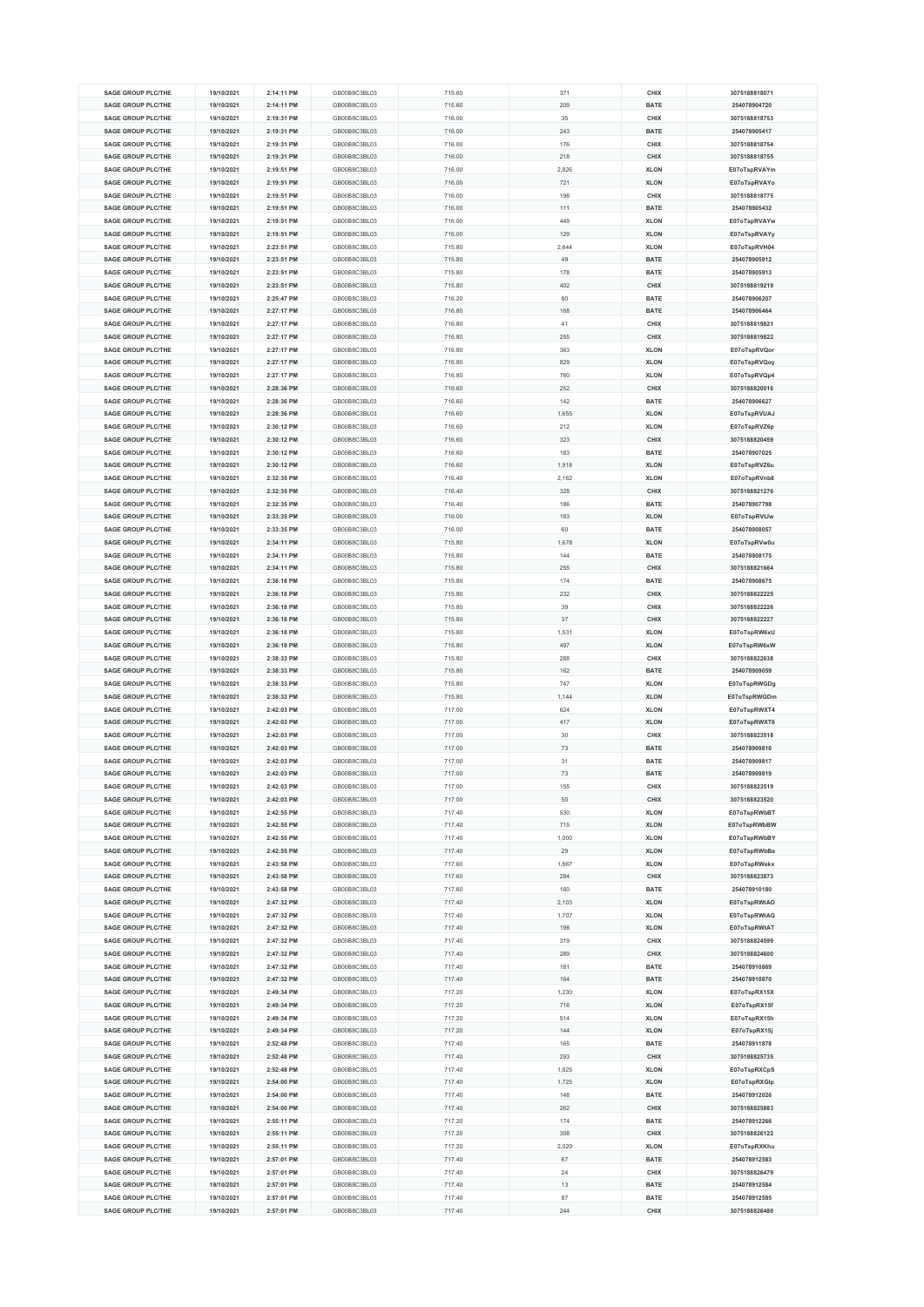| SAGE GROUP PLC/THE | 19/10/2021 | 2:14:11 PM | GB00B8C3BL03 | 715.60 | 371 | CHIX | 3075188818071 |
|---|---|---|---|---|---|---|---|
| SAGE GROUP PLC/THE | 19/10/2021 | 2:14:11 PM | GB00B8C3BL03 | 715.60 | 209 | BATE | 254078904720 |
| SAGE GROUP PLC/THE | 19/10/2021 | 2:19:31 PM | GB00B8C3BL03 | 716.00 | 35 | CHIX | 3075188818753 |
| SAGE GROUP PLC/THE | 19/10/2021 | 2:19:31 PM | GB00B8C3BL03 | 716.00 | 243 | BATE | 254078905417 |
| SAGE GROUP PLC/THE | 19/10/2021 | 2:19:31 PM | GB00B8C3BL03 | 716.00 | 176 | CHIX | 3075188818754 |
| SAGE GROUP PLC/THE | 19/10/2021 | 2:19:31 PM | GB00B8C3BL03 | 716.00 | 218 | CHIX | 3075188818755 |
| SAGE GROUP PLC/THE | 19/10/2021 | 2:19:51 PM | GB00B8C3BL03 | 716.00 | 2,826 | XLON | E07oTspRVAYm |
| SAGE GROUP PLC/THE | 19/10/2021 | 2:19:51 PM | GB00B8C3BL03 | 716.00 | 721 | XLON | E07oTspRVAYo |
| SAGE GROUP PLC/THE | 19/10/2021 | 2:19:51 PM | GB00B8C3BL03 | 716.00 | 198 | CHIX | 3075188818775 |
| SAGE GROUP PLC/THE | 19/10/2021 | 2:19:51 PM | GB00B8C3BL03 | 716.00 | 111 | BATE | 254078905432 |
| SAGE GROUP PLC/THE | 19/10/2021 | 2:19:51 PM | GB00B8C3BL03 | 716.00 | 449 | XLON | E07oTspRVAYw |
| SAGE GROUP PLC/THE | 19/10/2021 | 2:19:51 PM | GB00B8C3BL03 | 716.00 | 129 | XLON | E07oTspRVAYy |
| SAGE GROUP PLC/THE | 19/10/2021 | 2:23:51 PM | GB00B8C3BL03 | 715.80 | 2,644 | XLON | E07oTspRVH04 |
| SAGE GROUP PLC/THE | 19/10/2021 | 2:23:51 PM | GB00B8C3BL03 | 715.80 | 49 | BATE | 254078905912 |
| SAGE GROUP PLC/THE | 19/10/2021 | 2:23:51 PM | GB00B8C3BL03 | 715.80 | 178 | BATE | 254078905913 |
| SAGE GROUP PLC/THE | 19/10/2021 | 2:23:51 PM | GB00B8C3BL03 | 715.80 | 402 | CHIX | 3075188819219 |
| SAGE GROUP PLC/THE | 19/10/2021 | 2:25:47 PM | GB00B8C3BL03 | 716.20 | 80 | BATE | 254078906207 |
| SAGE GROUP PLC/THE | 19/10/2021 | 2:27:17 PM | GB00B8C3BL03 | 716.80 | 168 | BATE | 254078906464 |
| SAGE GROUP PLC/THE | 19/10/2021 | 2:27:17 PM | GB00B8C3BL03 | 716.80 | 41 | CHIX | 3075188819821 |
| SAGE GROUP PLC/THE | 19/10/2021 | 2:27:17 PM | GB00B8C3BL03 | 716.80 | 255 | CHIX | 3075188819822 |
| SAGE GROUP PLC/THE | 19/10/2021 | 2:27:17 PM | GB00B8C3BL03 | 716.80 | 363 | XLON | E07oTspRVQor |
| SAGE GROUP PLC/THE | 19/10/2021 | 2:27:17 PM | GB00B8C3BL03 | 716.80 | 829 | XLON | E07oTspRVQoy |
| SAGE GROUP PLC/THE | 19/10/2021 | 2:27:17 PM | GB00B8C3BL03 | 716.80 | 760 | XLON | E07oTspRVQp4 |
| SAGE GROUP PLC/THE | 19/10/2021 | 2:28:36 PM | GB00B8C3BL03 | 716.60 | 252 | CHIX | 3075188820016 |
| SAGE GROUP PLC/THE | 19/10/2021 | 2:28:36 PM | GB00B8C3BL03 | 716.60 | 142 | BATE | 254078906627 |
| SAGE GROUP PLC/THE | 19/10/2021 | 2:28:36 PM | GB00B8C3BL03 | 716.60 | 1,655 | XLON | E07oTspRVUAJ |
| SAGE GROUP PLC/THE | 19/10/2021 | 2:30:12 PM | GB00B8C3BL03 | 716.60 | 212 | XLON | E07oTspRVZ6p |
| SAGE GROUP PLC/THE | 19/10/2021 | 2:30:12 PM | GB00B8C3BL03 | 716.60 | 323 | CHIX | 3075188820459 |
| SAGE GROUP PLC/THE | 19/10/2021 | 2:30:12 PM | GB00B8C3BL03 | 716.60 | 183 | BATE | 254078907025 |
| SAGE GROUP PLC/THE | 19/10/2021 | 2:30:12 PM | GB00B8C3BL03 | 716.60 | 1,918 | XLON | E07oTspRVZ6u |
| SAGE GROUP PLC/THE | 19/10/2021 | 2:32:35 PM | GB00B8C3BL03 | 716.40 | 2,162 | XLON | E07oTspRVnb8 |
| SAGE GROUP PLC/THE | 19/10/2021 | 2:32:35 PM | GB00B8C3BL03 | 716.40 | 328 | CHIX | 3075188821276 |
| SAGE GROUP PLC/THE | 19/10/2021 | 2:32:35 PM | GB00B8C3BL03 | 716.40 | 186 | BATE | 254078907798 |
| SAGE GROUP PLC/THE | 19/10/2021 | 2:33:35 PM | GB00B8C3BL03 | 716.00 | 183 | XLON | E07oTspRVrJw |
| SAGE GROUP PLC/THE | 19/10/2021 | 2:33:35 PM | GB00B8C3BL03 | 716.00 | 60 | BATE | 254078908057 |
| SAGE GROUP PLC/THE | 19/10/2021 | 2:34:11 PM | GB00B8C3BL03 | 715.80 | 1,678 | XLON | E07oTspRVw0u |
| SAGE GROUP PLC/THE | 19/10/2021 | 2:34:11 PM | GB00B8C3BL03 | 715.80 | 144 | BATE | 254078908175 |
| SAGE GROUP PLC/THE | 19/10/2021 | 2:34:11 PM | GB00B8C3BL03 | 715.80 | 255 | CHIX | 3075188821664 |
| SAGE GROUP PLC/THE | 19/10/2021 | 2:36:18 PM | GB00B8C3BL03 | 715.80 | 174 | BATE | 254078908675 |
| SAGE GROUP PLC/THE | 19/10/2021 | 2:36:18 PM | GB00B8C3BL03 | 715.80 | 232 | CHIX | 3075188822225 |
| SAGE GROUP PLC/THE | 19/10/2021 | 2:36:18 PM | GB00B8C3BL03 | 715.80 | 39 | CHIX | 3075188822226 |
| SAGE GROUP PLC/THE | 19/10/2021 | 2:36:18 PM | GB00B8C3BL03 | 715.80 | 37 | CHIX | 3075188822227 |
| SAGE GROUP PLC/THE | 19/10/2021 | 2:36:18 PM | GB00B8C3BL03 | 715.80 | 1,531 | XLON | E07oTspRW6xU |
| SAGE GROUP PLC/THE | 19/10/2021 | 2:36:18 PM | GB00B8C3BL03 | 715.80 | 497 | XLON | E07oTspRW6xW |
| SAGE GROUP PLC/THE | 19/10/2021 | 2:38:33 PM | GB00B8C3BL03 | 715.80 | 288 | CHIX | 3075188822638 |
| SAGE GROUP PLC/THE | 19/10/2021 | 2:38:33 PM | GB00B8C3BL03 | 715.80 | 162 | BATE | 254078909059 |
| SAGE GROUP PLC/THE | 19/10/2021 | 2:38:33 PM | GB00B8C3BL03 | 715.80 | 747 | XLON | E07oTspRWGDg |
| SAGE GROUP PLC/THE | 19/10/2021 | 2:38:33 PM | GB00B8C3BL03 | 715.80 | 1,144 | XLON | E07oTspRWGDm |
| SAGE GROUP PLC/THE | 19/10/2021 | 2:42:03 PM | GB00B8C3BL03 | 717.00 | 624 | XLON | E07oTspRWXT4 |
| SAGE GROUP PLC/THE | 19/10/2021 | 2:42:03 PM | GB00B8C3BL03 | 717.00 | 417 | XLON | E07oTspRWXT6 |
| SAGE GROUP PLC/THE | 19/10/2021 | 2:42:03 PM | GB00B8C3BL03 | 717.00 | 30 | CHIX | 3075188823518 |
| SAGE GROUP PLC/THE | 19/10/2021 | 2:42:03 PM | GB00B8C3BL03 | 717.00 | 73 | BATE | 254078909816 |
| SAGE GROUP PLC/THE | 19/10/2021 | 2:42:03 PM | GB00B8C3BL03 | 717.00 | 31 | BATE | 254078909817 |
| SAGE GROUP PLC/THE | 19/10/2021 | 2:42:03 PM | GB00B8C3BL03 | 717.00 | 73 | BATE | 254078909819 |
| SAGE GROUP PLC/THE | 19/10/2021 | 2:42:03 PM | GB00B8C3BL03 | 717.00 | 155 | CHIX | 3075188823519 |
| SAGE GROUP PLC/THE | 19/10/2021 | 2:42:03 PM | GB00B8C3BL03 | 717.00 | 50 | CHIX | 3075188823520 |
| SAGE GROUP PLC/THE | 19/10/2021 | 2:42:55 PM | GB00B8C3BL03 | 717.40 | 530 | XLON | E07oTspRWbBT |
| SAGE GROUP PLC/THE | 19/10/2021 | 2:42:55 PM | GB00B8C3BL03 | 717.40 | 715 | XLON | E07oTspRWbBW |
| SAGE GROUP PLC/THE | 19/10/2021 | 2:42:55 PM | GB00B8C3BL03 | 717.40 | 1,000 | XLON | E07oTspRWbBY |
| SAGE GROUP PLC/THE | 19/10/2021 | 2:42:55 PM | GB00B8C3BL03 | 717.40 | 29 | XLON | E07oTspRWbBe |
| SAGE GROUP PLC/THE | 19/10/2021 | 2:43:58 PM | GB00B8C3BL03 | 717.60 | 1,867 | XLON | E07oTspRWekx |
| SAGE GROUP PLC/THE | 19/10/2021 | 2:43:58 PM | GB00B8C3BL03 | 717.60 | 284 | CHIX | 3075188823873 |
| SAGE GROUP PLC/THE | 19/10/2021 | 2:43:58 PM | GB00B8C3BL03 | 717.60 | 160 | BATE | 254078910180 |
| SAGE GROUP PLC/THE | 19/10/2021 | 2:47:32 PM | GB00B8C3BL03 | 717.40 | 2,103 | XLON | E07oTspRWtAO |
| SAGE GROUP PLC/THE | 19/10/2021 | 2:47:32 PM | GB00B8C3BL03 | 717.40 | 1,707 | XLON | E07oTspRWtAQ |
| SAGE GROUP PLC/THE | 19/10/2021 | 2:47:32 PM | GB00B8C3BL03 | 717.40 | 198 | XLON | E07oTspRWtAT |
| SAGE GROUP PLC/THE | 19/10/2021 | 2:47:32 PM | GB00B8C3BL03 | 717.40 | 319 | CHIX | 3075188824599 |
| SAGE GROUP PLC/THE | 19/10/2021 | 2:47:32 PM | GB00B8C3BL03 | 717.40 | 289 | CHIX | 3075188824600 |
| SAGE GROUP PLC/THE | 19/10/2021 | 2:47:32 PM | GB00B8C3BL03 | 717.40 | 181 | BATE | 254078910869 |
| SAGE GROUP PLC/THE | 19/10/2021 | 2:47:32 PM | GB00B8C3BL03 | 717.40 | 164 | BATE | 254078910870 |
| SAGE GROUP PLC/THE | 19/10/2021 | 2:49:34 PM | GB00B8C3BL03 | 717.20 | 1,230 | XLON | E07oTspRX15X |
| SAGE GROUP PLC/THE | 19/10/2021 | 2:49:34 PM | GB00B8C3BL03 | 717.20 | 716 | XLON | E07oTspRX15f |
| SAGE GROUP PLC/THE | 19/10/2021 | 2:49:34 PM | GB00B8C3BL03 | 717.20 | 514 | XLON | E07oTspRX15h |
| SAGE GROUP PLC/THE | 19/10/2021 | 2:49:34 PM | GB00B8C3BL03 | 717.20 | 144 | XLON | E07oTspRX15j |
| SAGE GROUP PLC/THE | 19/10/2021 | 2:52:48 PM | GB00B8C3BL03 | 717.40 | 165 | BATE | 254078911878 |
| SAGE GROUP PLC/THE | 19/10/2021 | 2:52:48 PM | GB00B8C3BL03 | 717.40 | 293 | CHIX | 3075188825735 |
| SAGE GROUP PLC/THE | 19/10/2021 | 2:52:48 PM | GB00B8C3BL03 | 717.40 | 1,925 | XLON | E07oTspRXCpS |
| SAGE GROUP PLC/THE | 19/10/2021 | 2:54:00 PM | GB00B8C3BL03 | 717.40 | 1,725 | XLON | E07oTspRXGIp |
| SAGE GROUP PLC/THE | 19/10/2021 | 2:54:00 PM | GB00B8C3BL03 | 717.40 | 148 | BATE | 254078912026 |
| SAGE GROUP PLC/THE | 19/10/2021 | 2:54:00 PM | GB00B8C3BL03 | 717.40 | 262 | CHIX | 3075188825883 |
| SAGE GROUP PLC/THE | 19/10/2021 | 2:55:11 PM | GB00B8C3BL03 | 717.20 | 174 | BATE | 254078912266 |
| SAGE GROUP PLC/THE | 19/10/2021 | 2:55:11 PM | GB00B8C3BL03 | 717.20 | 308 | CHIX | 3075188826122 |
| SAGE GROUP PLC/THE | 19/10/2021 | 2:55:11 PM | GB00B8C3BL03 | 717.20 | 2,029 | XLON | E07oTspRXKhu |
| SAGE GROUP PLC/THE | 19/10/2021 | 2:57:01 PM | GB00B8C3BL03 | 717.40 | 67 | BATE | 254078912583 |
| SAGE GROUP PLC/THE | 19/10/2021 | 2:57:01 PM | GB00B8C3BL03 | 717.40 | 24 | CHIX | 3075188826479 |
| SAGE GROUP PLC/THE | 19/10/2021 | 2:57:01 PM | GB00B8C3BL03 | 717.40 | 13 | BATE | 254078912584 |
| SAGE GROUP PLC/THE | 19/10/2021 | 2:57:01 PM | GB00B8C3BL03 | 717.40 | 87 | BATE | 254078912585 |
| SAGE GROUP PLC/THE | 19/10/2021 | 2:57:01 PM | GB00B8C3BL03 | 717.40 | 244 | CHIX | 3075188826480 |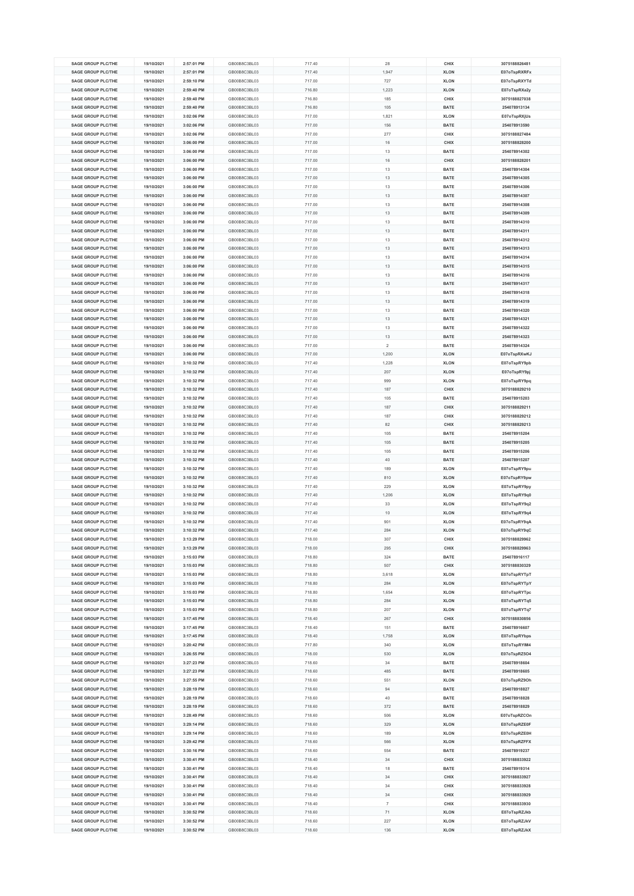| | | | | | | |
|---|---|---|---|---|---|---|
| SAGE GROUP PLC/THE | 19/10/2021 | 2:57:01 PM | GB00B8C3BL03 | 717.40 | 28 | CHIX | 3075188826481 |
| SAGE GROUP PLC/THE | 19/10/2021 | 2:57:01 PM | GB00B8C3BL03 | 717.40 | 1,947 | XLON | E07oTspRXRFx |
| SAGE GROUP PLC/THE | 19/10/2021 | 2:59:10 PM | GB00B8C3BL03 | 717.00 | 727 | XLON | E07oTspRXYTd |
| SAGE GROUP PLC/THE | 19/10/2021 | 2:59:40 PM | GB00B8C3BL03 | 716.80 | 1,223 | XLON | E07oTspRXa2y |
| SAGE GROUP PLC/THE | 19/10/2021 | 2:59:40 PM | GB00B8C3BL03 | 716.80 | 185 | CHIX | 3075188827038 |
| SAGE GROUP PLC/THE | 19/10/2021 | 2:59:40 PM | GB00B8C3BL03 | 716.80 | 105 | BATE | 254078913134 |
| SAGE GROUP PLC/THE | 19/10/2021 | 3:02:06 PM | GB00B8C3BL03 | 717.00 | 1,821 | XLON | E07oTspRXjUs |
| SAGE GROUP PLC/THE | 19/10/2021 | 3:02:06 PM | GB00B8C3BL03 | 717.00 | 156 | BATE | 254078913590 |
| SAGE GROUP PLC/THE | 19/10/2021 | 3:02:06 PM | GB00B8C3BL03 | 717.00 | 277 | CHIX | 3075188827484 |
| SAGE GROUP PLC/THE | 19/10/2021 | 3:06:00 PM | GB00B8C3BL03 | 717.00 | 16 | CHIX | 3075188828200 |
| SAGE GROUP PLC/THE | 19/10/2021 | 3:06:00 PM | GB00B8C3BL03 | 717.00 | 13 | BATE | 254078914302 |
| SAGE GROUP PLC/THE | 19/10/2021 | 3:06:00 PM | GB00B8C3BL03 | 717.00 | 16 | CHIX | 3075188828201 |
| SAGE GROUP PLC/THE | 19/10/2021 | 3:06:00 PM | GB00B8C3BL03 | 717.00 | 13 | BATE | 254078914304 |
| SAGE GROUP PLC/THE | 19/10/2021 | 3:06:00 PM | GB00B8C3BL03 | 717.00 | 13 | BATE | 254078914305 |
| SAGE GROUP PLC/THE | 19/10/2021 | 3:06:00 PM | GB00B8C3BL03 | 717.00 | 13 | BATE | 254078914306 |
| SAGE GROUP PLC/THE | 19/10/2021 | 3:06:00 PM | GB00B8C3BL03 | 717.00 | 13 | BATE | 254078914307 |
| SAGE GROUP PLC/THE | 19/10/2021 | 3:06:00 PM | GB00B8C3BL03 | 717.00 | 13 | BATE | 254078914308 |
| SAGE GROUP PLC/THE | 19/10/2021 | 3:06:00 PM | GB00B8C3BL03 | 717.00 | 13 | BATE | 254078914309 |
| SAGE GROUP PLC/THE | 19/10/2021 | 3:06:00 PM | GB00B8C3BL03 | 717.00 | 13 | BATE | 254078914310 |
| SAGE GROUP PLC/THE | 19/10/2021 | 3:06:00 PM | GB00B8C3BL03 | 717.00 | 13 | BATE | 254078914311 |
| SAGE GROUP PLC/THE | 19/10/2021 | 3:06:00 PM | GB00B8C3BL03 | 717.00 | 13 | BATE | 254078914312 |
| SAGE GROUP PLC/THE | 19/10/2021 | 3:06:00 PM | GB00B8C3BL03 | 717.00 | 13 | BATE | 254078914313 |
| SAGE GROUP PLC/THE | 19/10/2021 | 3:06:00 PM | GB00B8C3BL03 | 717.00 | 13 | BATE | 254078914314 |
| SAGE GROUP PLC/THE | 19/10/2021 | 3:06:00 PM | GB00B8C3BL03 | 717.00 | 13 | BATE | 254078914315 |
| SAGE GROUP PLC/THE | 19/10/2021 | 3:06:00 PM | GB00B8C3BL03 | 717.00 | 13 | BATE | 254078914316 |
| SAGE GROUP PLC/THE | 19/10/2021 | 3:06:00 PM | GB00B8C3BL03 | 717.00 | 13 | BATE | 254078914317 |
| SAGE GROUP PLC/THE | 19/10/2021 | 3:06:00 PM | GB00B8C3BL03 | 717.00 | 13 | BATE | 254078914318 |
| SAGE GROUP PLC/THE | 19/10/2021 | 3:06:00 PM | GB00B8C3BL03 | 717.00 | 13 | BATE | 254078914319 |
| SAGE GROUP PLC/THE | 19/10/2021 | 3:06:00 PM | GB00B8C3BL03 | 717.00 | 13 | BATE | 254078914320 |
| SAGE GROUP PLC/THE | 19/10/2021 | 3:06:00 PM | GB00B8C3BL03 | 717.00 | 13 | BATE | 254078914321 |
| SAGE GROUP PLC/THE | 19/10/2021 | 3:06:00 PM | GB00B8C3BL03 | 717.00 | 13 | BATE | 254078914322 |
| SAGE GROUP PLC/THE | 19/10/2021 | 3:06:00 PM | GB00B8C3BL03 | 717.00 | 13 | BATE | 254078914323 |
| SAGE GROUP PLC/THE | 19/10/2021 | 3:06:00 PM | GB00B8C3BL03 | 717.00 | 2 | BATE | 254078914324 |
| SAGE GROUP PLC/THE | 19/10/2021 | 3:06:00 PM | GB00B8C3BL03 | 717.00 | 1,200 | XLON | E07oTspRXwKJ |
| SAGE GROUP PLC/THE | 19/10/2021 | 3:10:32 PM | GB00B8C3BL03 | 717.40 | 1,228 | XLON | E07oTspRY9pb |
| SAGE GROUP PLC/THE | 19/10/2021 | 3:10:32 PM | GB00B8C3BL03 | 717.40 | 207 | XLON | E07oTspRY9pj |
| SAGE GROUP PLC/THE | 19/10/2021 | 3:10:32 PM | GB00B8C3BL03 | 717.40 | 999 | XLON | E07oTspRY9pq |
| SAGE GROUP PLC/THE | 19/10/2021 | 3:10:32 PM | GB00B8C3BL03 | 717.40 | 187 | CHIX | 3075188829210 |
| SAGE GROUP PLC/THE | 19/10/2021 | 3:10:32 PM | GB00B8C3BL03 | 717.40 | 105 | BATE | 254078915203 |
| SAGE GROUP PLC/THE | 19/10/2021 | 3:10:32 PM | GB00B8C3BL03 | 717.40 | 187 | CHIX | 3075188829211 |
| SAGE GROUP PLC/THE | 19/10/2021 | 3:10:32 PM | GB00B8C3BL03 | 717.40 | 187 | CHIX | 3075188829212 |
| SAGE GROUP PLC/THE | 19/10/2021 | 3:10:32 PM | GB00B8C3BL03 | 717.40 | 82 | CHIX | 3075188829213 |
| SAGE GROUP PLC/THE | 19/10/2021 | 3:10:32 PM | GB00B8C3BL03 | 717.40 | 105 | BATE | 254078915204 |
| SAGE GROUP PLC/THE | 19/10/2021 | 3:10:32 PM | GB00B8C3BL03 | 717.40 | 105 | BATE | 254078915205 |
| SAGE GROUP PLC/THE | 19/10/2021 | 3:10:32 PM | GB00B8C3BL03 | 717.40 | 105 | BATE | 254078915206 |
| SAGE GROUP PLC/THE | 19/10/2021 | 3:10:32 PM | GB00B8C3BL03 | 717.40 | 40 | BATE | 254078915207 |
| SAGE GROUP PLC/THE | 19/10/2021 | 3:10:32 PM | GB00B8C3BL03 | 717.40 | 189 | XLON | E07oTspRY9pu |
| SAGE GROUP PLC/THE | 19/10/2021 | 3:10:32 PM | GB00B8C3BL03 | 717.40 | 810 | XLON | E07oTspRY9pw |
| SAGE GROUP PLC/THE | 19/10/2021 | 3:10:32 PM | GB00B8C3BL03 | 717.40 | 229 | XLON | E07oTspRY9py |
| SAGE GROUP PLC/THE | 19/10/2021 | 3:10:32 PM | GB00B8C3BL03 | 717.40 | 1,206 | XLON | E07oTspRY9q0 |
| SAGE GROUP PLC/THE | 19/10/2021 | 3:10:32 PM | GB00B8C3BL03 | 717.40 | 33 | XLON | E07oTspRY9q2 |
| SAGE GROUP PLC/THE | 19/10/2021 | 3:10:32 PM | GB00B8C3BL03 | 717.40 | 10 | XLON | E07oTspRY9q4 |
| SAGE GROUP PLC/THE | 19/10/2021 | 3:10:32 PM | GB00B8C3BL03 | 717.40 | 901 | XLON | E07oTspRY9qA |
| SAGE GROUP PLC/THE | 19/10/2021 | 3:10:32 PM | GB00B8C3BL03 | 717.40 | 284 | XLON | E07oTspRY9qC |
| SAGE GROUP PLC/THE | 19/10/2021 | 3:13:29 PM | GB00B8C3BL03 | 718.00 | 307 | CHIX | 3075188829962 |
| SAGE GROUP PLC/THE | 19/10/2021 | 3:13:29 PM | GB00B8C3BL03 | 718.00 | 295 | CHIX | 3075188829963 |
| SAGE GROUP PLC/THE | 19/10/2021 | 3:15:03 PM | GB00B8C3BL03 | 718.80 | 324 | BATE | 254078916117 |
| SAGE GROUP PLC/THE | 19/10/2021 | 3:15:03 PM | GB00B8C3BL03 | 718.80 | 507 | CHIX | 3075188830329 |
| SAGE GROUP PLC/THE | 19/10/2021 | 3:15:03 PM | GB00B8C3BL03 | 718.80 | 3,618 | XLON | E07oTspRYTpT |
| SAGE GROUP PLC/THE | 19/10/2021 | 3:15:03 PM | GB00B8C3BL03 | 718.80 | 284 | XLON | E07oTspRYTpY |
| SAGE GROUP PLC/THE | 19/10/2021 | 3:15:03 PM | GB00B8C3BL03 | 718.80 | 1,654 | XLON | E07oTspRYTpc |
| SAGE GROUP PLC/THE | 19/10/2021 | 3:15:03 PM | GB00B8C3BL03 | 718.80 | 284 | XLON | E07oTspRYTq5 |
| SAGE GROUP PLC/THE | 19/10/2021 | 3:15:03 PM | GB00B8C3BL03 | 718.80 | 207 | XLON | E07oTspRYTq7 |
| SAGE GROUP PLC/THE | 19/10/2021 | 3:17:45 PM | GB00B8C3BL03 | 718.40 | 267 | CHIX | 3075188830856 |
| SAGE GROUP PLC/THE | 19/10/2021 | 3:17:45 PM | GB00B8C3BL03 | 718.40 | 151 | BATE | 254078916607 |
| SAGE GROUP PLC/THE | 19/10/2021 | 3:17:45 PM | GB00B8C3BL03 | 718.40 | 1,758 | XLON | E07oTspRYbps |
| SAGE GROUP PLC/THE | 19/10/2021 | 3:20:42 PM | GB00B8C3BL03 | 717.80 | 340 | XLON | E07oTspRYlM4 |
| SAGE GROUP PLC/THE | 19/10/2021 | 3:26:55 PM | GB00B8C3BL03 | 718.00 | 530 | XLON | E07oTspRZ5O4 |
| SAGE GROUP PLC/THE | 19/10/2021 | 3:27:23 PM | GB00B8C3BL03 | 718.60 | 34 | BATE | 254078918604 |
| SAGE GROUP PLC/THE | 19/10/2021 | 3:27:23 PM | GB00B8C3BL03 | 718.60 | 485 | BATE | 254078918605 |
| SAGE GROUP PLC/THE | 19/10/2021 | 3:27:55 PM | GB00B8C3BL03 | 718.60 | 551 | XLON | E07oTspRZ9Oh |
| SAGE GROUP PLC/THE | 19/10/2021 | 3:28:19 PM | GB00B8C3BL03 | 718.60 | 94 | BATE | 254078918827 |
| SAGE GROUP PLC/THE | 19/10/2021 | 3:28:19 PM | GB00B8C3BL03 | 718.60 | 40 | BATE | 254078918828 |
| SAGE GROUP PLC/THE | 19/10/2021 | 3:28:19 PM | GB00B8C3BL03 | 718.60 | 372 | BATE | 254078918829 |
| SAGE GROUP PLC/THE | 19/10/2021 | 3:28:49 PM | GB00B8C3BL03 | 718.60 | 506 | XLON | E07oTspRZCOn |
| SAGE GROUP PLC/THE | 19/10/2021 | 3:29:14 PM | GB00B8C3BL03 | 718.60 | 329 | XLON | E07oTspRZE0F |
| SAGE GROUP PLC/THE | 19/10/2021 | 3:29:14 PM | GB00B8C3BL03 | 718.60 | 189 | XLON | E07oTspRZE0H |
| SAGE GROUP PLC/THE | 19/10/2021 | 3:29:42 PM | GB00B8C3BL03 | 718.60 | 566 | XLON | E07oTspRZFFX |
| SAGE GROUP PLC/THE | 19/10/2021 | 3:30:16 PM | GB00B8C3BL03 | 718.60 | 554 | BATE | 254078919237 |
| SAGE GROUP PLC/THE | 19/10/2021 | 3:30:41 PM | GB00B8C3BL03 | 718.40 | 34 | CHIX | 3075188833922 |
| SAGE GROUP PLC/THE | 19/10/2021 | 3:30:41 PM | GB00B8C3BL03 | 718.40 | 18 | BATE | 254078919314 |
| SAGE GROUP PLC/THE | 19/10/2021 | 3:30:41 PM | GB00B8C3BL03 | 718.40 | 34 | CHIX | 3075188833927 |
| SAGE GROUP PLC/THE | 19/10/2021 | 3:30:41 PM | GB00B8C3BL03 | 718.40 | 34 | CHIX | 3075188833928 |
| SAGE GROUP PLC/THE | 19/10/2021 | 3:30:41 PM | GB00B8C3BL03 | 718.40 | 34 | CHIX | 3075188833929 |
| SAGE GROUP PLC/THE | 19/10/2021 | 3:30:41 PM | GB00B8C3BL03 | 718.40 | 7 | CHIX | 3075188833930 |
| SAGE GROUP PLC/THE | 19/10/2021 | 3:30:52 PM | GB00B8C3BL03 | 718.60 | 71 | XLON | E07oTspRZJkb |
| SAGE GROUP PLC/THE | 19/10/2021 | 3:30:52 PM | GB00B8C3BL03 | 718.60 | 227 | XLON | E07oTspRZJkV |
| SAGE GROUP PLC/THE | 19/10/2021 | 3:30:52 PM | GB00B8C3BL03 | 718.60 | 136 | XLON | E07oTspRZJkX |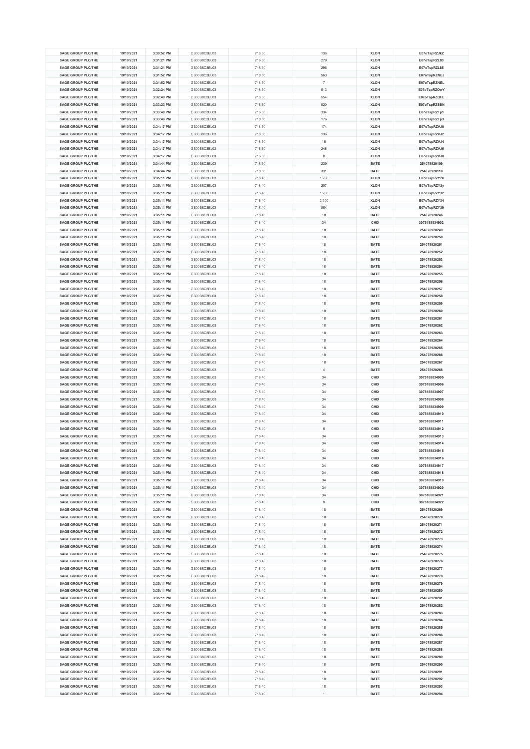| SAGE GROUP PLC/THE | 19/10/2021 | 3:30:52 PM | GB00B8C3BL03 | 718.60 | 136 | XLON | E07oTspRZJkZ |
|---|---|---|---|---|---|---|---|
| SAGE GROUP PLC/THE | 19/10/2021 | 3:31:21 PM | GB00B8C3BL03 | 718.60 | 279 | XLON | E07oTspRZL83 |
| SAGE GROUP PLC/THE | 19/10/2021 | 3:31:21 PM | GB00B8C3BL03 | 718.60 | 296 | XLON | E07oTspRZL85 |
| SAGE GROUP PLC/THE | 19/10/2021 | 3:31:52 PM | GB00B8C3BL03 | 718.60 | 563 | XLON | E07oTspRZNEJ |
| SAGE GROUP PLC/THE | 19/10/2021 | 3:31:52 PM | GB00B8C3BL03 | 718.60 | 7 | XLON | E07oTspRZNEL |
| SAGE GROUP PLC/THE | 19/10/2021 | 3:32:24 PM | GB00B8C3BL03 | 718.60 | 513 | XLON | E07oTspRZOwY |
| SAGE GROUP PLC/THE | 19/10/2021 | 3:32:49 PM | GB00B8C3BL03 | 718.60 | 554 | XLON | E07oTspRZQFE |
| SAGE GROUP PLC/THE | 19/10/2021 | 3:33:23 PM | GB00B8C3BL03 | 718.60 | 520 | XLON | E07oTspRZSBN |
| SAGE GROUP PLC/THE | 19/10/2021 | 3:33:48 PM | GB00B8C3BL03 | 718.60 | 334 | XLON | E07oTspRZTp1 |
| SAGE GROUP PLC/THE | 19/10/2021 | 3:33:48 PM | GB00B8C3BL03 | 718.60 | 176 | XLON | E07oTspRZTp3 |
| SAGE GROUP PLC/THE | 19/10/2021 | 3:34:17 PM | GB00B8C3BL03 | 718.60 | 174 | XLON | E07oTspRZVJ0 |
| SAGE GROUP PLC/THE | 19/10/2021 | 3:34:17 PM | GB00B8C3BL03 | 718.60 | 136 | XLON | E07oTspRZVJ2 |
| SAGE GROUP PLC/THE | 19/10/2021 | 3:34:17 PM | GB00B8C3BL03 | 718.60 | 16 | XLON | E07oTspRZVJ4 |
| SAGE GROUP PLC/THE | 19/10/2021 | 3:34:17 PM | GB00B8C3BL03 | 718.60 | 248 | XLON | E07oTspRZVJ6 |
| SAGE GROUP PLC/THE | 19/10/2021 | 3:34:17 PM | GB00B8C3BL03 | 718.60 | 8 | XLON | E07oTspRZVJ8 |
| SAGE GROUP PLC/THE | 19/10/2021 | 3:34:44 PM | GB00B8C3BL03 | 718.60 | 239 | BATE | 254078920109 |
| SAGE GROUP PLC/THE | 19/10/2021 | 3:34:44 PM | GB00B8C3BL03 | 718.60 | 331 | BATE | 254078920110 |
| SAGE GROUP PLC/THE | 19/10/2021 | 3:35:11 PM | GB00B8C3BL03 | 718.40 | 1,200 | XLON | E07oTspRZY2k |
| SAGE GROUP PLC/THE | 19/10/2021 | 3:35:11 PM | GB00B8C3BL03 | 718.40 | 207 | XLON | E07oTspRZY2y |
| SAGE GROUP PLC/THE | 19/10/2021 | 3:35:11 PM | GB00B8C3BL03 | 718.40 | 1,200 | XLON | E07oTspRZY32 |
| SAGE GROUP PLC/THE | 19/10/2021 | 3:35:11 PM | GB00B8C3BL03 | 718.40 | 2,900 | XLON | E07oTspRZY34 |
| SAGE GROUP PLC/THE | 19/10/2021 | 3:35:11 PM | GB00B8C3BL03 | 718.40 | 884 | XLON | E07oTspRZY39 |
| SAGE GROUP PLC/THE | 19/10/2021 | 3:35:11 PM | GB00B8C3BL03 | 718.40 | 18 | BATE | 254078920246 |
| SAGE GROUP PLC/THE | 19/10/2021 | 3:35:11 PM | GB00B8C3BL03 | 718.40 | 34 | CHIX | 3075188834902 |
| SAGE GROUP PLC/THE | 19/10/2021 | 3:35:11 PM | GB00B8C3BL03 | 718.40 | 18 | BATE | 254078920249 |
| SAGE GROUP PLC/THE | 19/10/2021 | 3:35:11 PM | GB00B8C3BL03 | 718.40 | 18 | BATE | 254078920250 |
| SAGE GROUP PLC/THE | 19/10/2021 | 3:35:11 PM | GB00B8C3BL03 | 718.40 | 18 | BATE | 254078920251 |
| SAGE GROUP PLC/THE | 19/10/2021 | 3:35:11 PM | GB00B8C3BL03 | 718.40 | 18 | BATE | 254078920252 |
| SAGE GROUP PLC/THE | 19/10/2021 | 3:35:11 PM | GB00B8C3BL03 | 718.40 | 18 | BATE | 254078920253 |
| SAGE GROUP PLC/THE | 19/10/2021 | 3:35:11 PM | GB00B8C3BL03 | 718.40 | 18 | BATE | 254078920254 |
| SAGE GROUP PLC/THE | 19/10/2021 | 3:35:11 PM | GB00B8C3BL03 | 718.40 | 18 | BATE | 254078920255 |
| SAGE GROUP PLC/THE | 19/10/2021 | 3:35:11 PM | GB00B8C3BL03 | 718.40 | 18 | BATE | 254078920256 |
| SAGE GROUP PLC/THE | 19/10/2021 | 3:35:11 PM | GB00B8C3BL03 | 718.40 | 18 | BATE | 254078920257 |
| SAGE GROUP PLC/THE | 19/10/2021 | 3:35:11 PM | GB00B8C3BL03 | 718.40 | 18 | BATE | 254078920258 |
| SAGE GROUP PLC/THE | 19/10/2021 | 3:35:11 PM | GB00B8C3BL03 | 718.40 | 18 | BATE | 254078920259 |
| SAGE GROUP PLC/THE | 19/10/2021 | 3:35:11 PM | GB00B8C3BL03 | 718.40 | 18 | BATE | 254078920260 |
| SAGE GROUP PLC/THE | 19/10/2021 | 3:35:11 PM | GB00B8C3BL03 | 718.40 | 18 | BATE | 254078920261 |
| SAGE GROUP PLC/THE | 19/10/2021 | 3:35:11 PM | GB00B8C3BL03 | 718.40 | 18 | BATE | 254078920262 |
| SAGE GROUP PLC/THE | 19/10/2021 | 3:35:11 PM | GB00B8C3BL03 | 718.40 | 18 | BATE | 254078920263 |
| SAGE GROUP PLC/THE | 19/10/2021 | 3:35:11 PM | GB00B8C3BL03 | 718.40 | 18 | BATE | 254078920264 |
| SAGE GROUP PLC/THE | 19/10/2021 | 3:35:11 PM | GB00B8C3BL03 | 718.40 | 18 | BATE | 254078920265 |
| SAGE GROUP PLC/THE | 19/10/2021 | 3:35:11 PM | GB00B8C3BL03 | 718.40 | 18 | BATE | 254078920266 |
| SAGE GROUP PLC/THE | 19/10/2021 | 3:35:11 PM | GB00B8C3BL03 | 718.40 | 18 | BATE | 254078920267 |
| SAGE GROUP PLC/THE | 19/10/2021 | 3:35:11 PM | GB00B8C3BL03 | 718.40 | 4 | BATE | 254078920268 |
| SAGE GROUP PLC/THE | 19/10/2021 | 3:35:11 PM | GB00B8C3BL03 | 718.40 | 34 | CHIX | 3075188834905 |
| SAGE GROUP PLC/THE | 19/10/2021 | 3:35:11 PM | GB00B8C3BL03 | 718.40 | 34 | CHIX | 3075188834906 |
| SAGE GROUP PLC/THE | 19/10/2021 | 3:35:11 PM | GB00B8C3BL03 | 718.40 | 34 | CHIX | 3075188834907 |
| SAGE GROUP PLC/THE | 19/10/2021 | 3:35:11 PM | GB00B8C3BL03 | 718.40 | 34 | CHIX | 3075188834908 |
| SAGE GROUP PLC/THE | 19/10/2021 | 3:35:11 PM | GB00B8C3BL03 | 718.40 | 34 | CHIX | 3075188834909 |
| SAGE GROUP PLC/THE | 19/10/2021 | 3:35:11 PM | GB00B8C3BL03 | 718.40 | 34 | CHIX | 3075188834910 |
| SAGE GROUP PLC/THE | 19/10/2021 | 3:35:11 PM | GB00B8C3BL03 | 718.40 | 34 | CHIX | 3075188834911 |
| SAGE GROUP PLC/THE | 19/10/2021 | 3:35:11 PM | GB00B8C3BL03 | 718.40 | 6 | CHIX | 3075188834912 |
| SAGE GROUP PLC/THE | 19/10/2021 | 3:35:11 PM | GB00B8C3BL03 | 718.40 | 34 | CHIX | 3075188834913 |
| SAGE GROUP PLC/THE | 19/10/2021 | 3:35:11 PM | GB00B8C3BL03 | 718.40 | 34 | CHIX | 3075188834914 |
| SAGE GROUP PLC/THE | 19/10/2021 | 3:35:11 PM | GB00B8C3BL03 | 718.40 | 34 | CHIX | 3075188834915 |
| SAGE GROUP PLC/THE | 19/10/2021 | 3:35:11 PM | GB00B8C3BL03 | 718.40 | 34 | CHIX | 3075188834916 |
| SAGE GROUP PLC/THE | 19/10/2021 | 3:35:11 PM | GB00B8C3BL03 | 718.40 | 34 | CHIX | 3075188834917 |
| SAGE GROUP PLC/THE | 19/10/2021 | 3:35:11 PM | GB00B8C3BL03 | 718.40 | 34 | CHIX | 3075188834918 |
| SAGE GROUP PLC/THE | 19/10/2021 | 3:35:11 PM | GB00B8C3BL03 | 718.40 | 34 | CHIX | 3075188834919 |
| SAGE GROUP PLC/THE | 19/10/2021 | 3:35:11 PM | GB00B8C3BL03 | 718.40 | 34 | CHIX | 3075188834920 |
| SAGE GROUP PLC/THE | 19/10/2021 | 3:35:11 PM | GB00B8C3BL03 | 718.40 | 34 | CHIX | 3075188834921 |
| SAGE GROUP PLC/THE | 19/10/2021 | 3:35:11 PM | GB00B8C3BL03 | 718.40 | 9 | CHIX | 3075188834922 |
| SAGE GROUP PLC/THE | 19/10/2021 | 3:35:11 PM | GB00B8C3BL03 | 718.40 | 18 | BATE | 254078920269 |
| SAGE GROUP PLC/THE | 19/10/2021 | 3:35:11 PM | GB00B8C3BL03 | 718.40 | 18 | BATE | 254078920270 |
| SAGE GROUP PLC/THE | 19/10/2021 | 3:35:11 PM | GB00B8C3BL03 | 718.40 | 18 | BATE | 254078920271 |
| SAGE GROUP PLC/THE | 19/10/2021 | 3:35:11 PM | GB00B8C3BL03 | 718.40 | 18 | BATE | 254078920272 |
| SAGE GROUP PLC/THE | 19/10/2021 | 3:35:11 PM | GB00B8C3BL03 | 718.40 | 18 | BATE | 254078920273 |
| SAGE GROUP PLC/THE | 19/10/2021 | 3:35:11 PM | GB00B8C3BL03 | 718.40 | 18 | BATE | 254078920274 |
| SAGE GROUP PLC/THE | 19/10/2021 | 3:35:11 PM | GB00B8C3BL03 | 718.40 | 18 | BATE | 254078920275 |
| SAGE GROUP PLC/THE | 19/10/2021 | 3:35:11 PM | GB00B8C3BL03 | 718.40 | 18 | BATE | 254078920276 |
| SAGE GROUP PLC/THE | 19/10/2021 | 3:35:11 PM | GB00B8C3BL03 | 718.40 | 18 | BATE | 254078920277 |
| SAGE GROUP PLC/THE | 19/10/2021 | 3:35:11 PM | GB00B8C3BL03 | 718.40 | 18 | BATE | 254078920278 |
| SAGE GROUP PLC/THE | 19/10/2021 | 3:35:11 PM | GB00B8C3BL03 | 718.40 | 18 | BATE | 254078920279 |
| SAGE GROUP PLC/THE | 19/10/2021 | 3:35:11 PM | GB00B8C3BL03 | 718.40 | 18 | BATE | 254078920280 |
| SAGE GROUP PLC/THE | 19/10/2021 | 3:35:11 PM | GB00B8C3BL03 | 718.40 | 18 | BATE | 254078920281 |
| SAGE GROUP PLC/THE | 19/10/2021 | 3:35:11 PM | GB00B8C3BL03 | 718.40 | 18 | BATE | 254078920282 |
| SAGE GROUP PLC/THE | 19/10/2021 | 3:35:11 PM | GB00B8C3BL03 | 718.40 | 18 | BATE | 254078920283 |
| SAGE GROUP PLC/THE | 19/10/2021 | 3:35:11 PM | GB00B8C3BL03 | 718.40 | 18 | BATE | 254078920284 |
| SAGE GROUP PLC/THE | 19/10/2021 | 3:35:11 PM | GB00B8C3BL03 | 718.40 | 18 | BATE | 254078920285 |
| SAGE GROUP PLC/THE | 19/10/2021 | 3:35:11 PM | GB00B8C3BL03 | 718.40 | 18 | BATE | 254078920286 |
| SAGE GROUP PLC/THE | 19/10/2021 | 3:35:11 PM | GB00B8C3BL03 | 718.40 | 18 | BATE | 254078920287 |
| SAGE GROUP PLC/THE | 19/10/2021 | 3:35:11 PM | GB00B8C3BL03 | 718.40 | 18 | BATE | 254078920288 |
| SAGE GROUP PLC/THE | 19/10/2021 | 3:35:11 PM | GB00B8C3BL03 | 718.40 | 18 | BATE | 254078920289 |
| SAGE GROUP PLC/THE | 19/10/2021 | 3:35:11 PM | GB00B8C3BL03 | 718.40 | 18 | BATE | 254078920290 |
| SAGE GROUP PLC/THE | 19/10/2021 | 3:35:11 PM | GB00B8C3BL03 | 718.40 | 18 | BATE | 254078920291 |
| SAGE GROUP PLC/THE | 19/10/2021 | 3:35:11 PM | GB00B8C3BL03 | 718.40 | 18 | BATE | 254078920292 |
| SAGE GROUP PLC/THE | 19/10/2021 | 3:35:11 PM | GB00B8C3BL03 | 718.40 | 18 | BATE | 254078920293 |
| SAGE GROUP PLC/THE | 19/10/2021 | 3:35:11 PM | GB00B8C3BL03 | 718.40 | 1 | BATE | 254078920294 |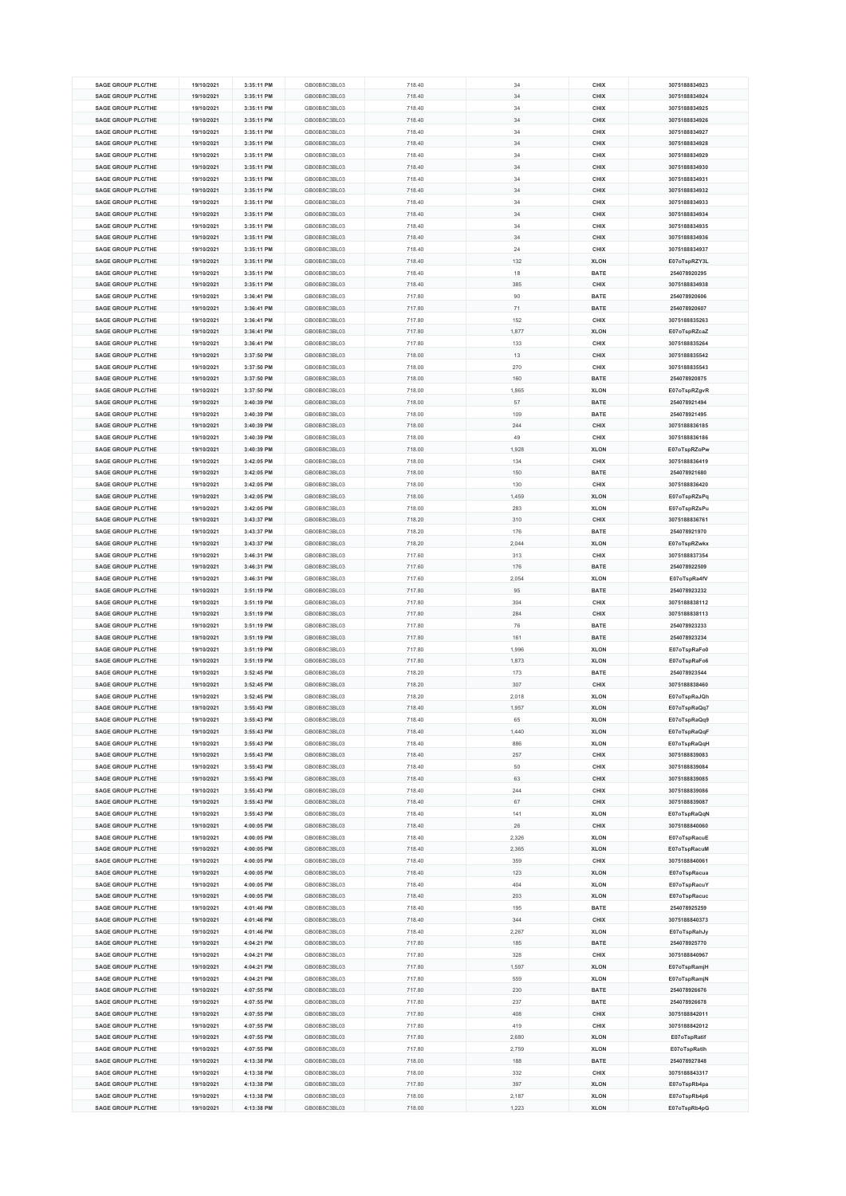| | | | | | | | |
|---|---|---|---|---|---|---|---|
| SAGE GROUP PLC/THE | 19/10/2021 | 3:35:11 PM | GB00B8C3BL03 | 718.40 | 34 | CHIX | 3075188834923 |
| SAGE GROUP PLC/THE | 19/10/2021 | 3:35:11 PM | GB00B8C3BL03 | 718.40 | 34 | CHIX | 3075188834924 |
| SAGE GROUP PLC/THE | 19/10/2021 | 3:35:11 PM | GB00B8C3BL03 | 718.40 | 34 | CHIX | 3075188834925 |
| SAGE GROUP PLC/THE | 19/10/2021 | 3:35:11 PM | GB00B8C3BL03 | 718.40 | 34 | CHIX | 3075188834926 |
| SAGE GROUP PLC/THE | 19/10/2021 | 3:35:11 PM | GB00B8C3BL03 | 718.40 | 34 | CHIX | 3075188834927 |
| SAGE GROUP PLC/THE | 19/10/2021 | 3:35:11 PM | GB00B8C3BL03 | 718.40 | 34 | CHIX | 3075188834928 |
| SAGE GROUP PLC/THE | 19/10/2021 | 3:35:11 PM | GB00B8C3BL03 | 718.40 | 34 | CHIX | 3075188834929 |
| SAGE GROUP PLC/THE | 19/10/2021 | 3:35:11 PM | GB00B8C3BL03 | 718.40 | 34 | CHIX | 3075188834930 |
| SAGE GROUP PLC/THE | 19/10/2021 | 3:35:11 PM | GB00B8C3BL03 | 718.40 | 34 | CHIX | 3075188834931 |
| SAGE GROUP PLC/THE | 19/10/2021 | 3:35:11 PM | GB00B8C3BL03 | 718.40 | 34 | CHIX | 3075188834932 |
| SAGE GROUP PLC/THE | 19/10/2021 | 3:35:11 PM | GB00B8C3BL03 | 718.40 | 34 | CHIX | 3075188834933 |
| SAGE GROUP PLC/THE | 19/10/2021 | 3:35:11 PM | GB00B8C3BL03 | 718.40 | 34 | CHIX | 3075188834934 |
| SAGE GROUP PLC/THE | 19/10/2021 | 3:35:11 PM | GB00B8C3BL03 | 718.40 | 34 | CHIX | 3075188834935 |
| SAGE GROUP PLC/THE | 19/10/2021 | 3:35:11 PM | GB00B8C3BL03 | 718.40 | 34 | CHIX | 3075188834936 |
| SAGE GROUP PLC/THE | 19/10/2021 | 3:35:11 PM | GB00B8C3BL03 | 718.40 | 24 | CHIX | 3075188834937 |
| SAGE GROUP PLC/THE | 19/10/2021 | 3:35:11 PM | GB00B8C3BL03 | 718.40 | 132 | XLON | E07oTspRZY3L |
| SAGE GROUP PLC/THE | 19/10/2021 | 3:35:11 PM | GB00B8C3BL03 | 718.40 | 18 | BATE | 254078920295 |
| SAGE GROUP PLC/THE | 19/10/2021 | 3:35:11 PM | GB00B8C3BL03 | 718.40 | 385 | CHIX | 3075188834938 |
| SAGE GROUP PLC/THE | 19/10/2021 | 3:36:41 PM | GB00B8C3BL03 | 717.80 | 90 | BATE | 254078920606 |
| SAGE GROUP PLC/THE | 19/10/2021 | 3:36:41 PM | GB00B8C3BL03 | 717.80 | 71 | BATE | 254078920607 |
| SAGE GROUP PLC/THE | 19/10/2021 | 3:36:41 PM | GB00B8C3BL03 | 717.80 | 152 | CHIX | 3075188835263 |
| SAGE GROUP PLC/THE | 19/10/2021 | 3:36:41 PM | GB00B8C3BL03 | 717.80 | 1,877 | XLON | E07oTspRZcaZ |
| SAGE GROUP PLC/THE | 19/10/2021 | 3:36:41 PM | GB00B8C3BL03 | 717.80 | 133 | CHIX | 3075188835264 |
| SAGE GROUP PLC/THE | 19/10/2021 | 3:37:50 PM | GB00B8C3BL03 | 718.00 | 13 | CHIX | 3075188835542 |
| SAGE GROUP PLC/THE | 19/10/2021 | 3:37:50 PM | GB00B8C3BL03 | 718.00 | 270 | CHIX | 3075188835543 |
| SAGE GROUP PLC/THE | 19/10/2021 | 3:37:50 PM | GB00B8C3BL03 | 718.00 | 160 | BATE | 254078920875 |
| SAGE GROUP PLC/THE | 19/10/2021 | 3:37:50 PM | GB00B8C3BL03 | 718.00 | 1,865 | XLON | E07oTspRZgvR |
| SAGE GROUP PLC/THE | 19/10/2021 | 3:40:39 PM | GB00B8C3BL03 | 718.00 | 57 | BATE | 254078921494 |
| SAGE GROUP PLC/THE | 19/10/2021 | 3:40:39 PM | GB00B8C3BL03 | 718.00 | 109 | BATE | 254078921495 |
| SAGE GROUP PLC/THE | 19/10/2021 | 3:40:39 PM | GB00B8C3BL03 | 718.00 | 244 | CHIX | 3075188836185 |
| SAGE GROUP PLC/THE | 19/10/2021 | 3:40:39 PM | GB00B8C3BL03 | 718.00 | 49 | CHIX | 3075188836186 |
| SAGE GROUP PLC/THE | 19/10/2021 | 3:40:39 PM | GB00B8C3BL03 | 718.00 | 1,928 | XLON | E07oTspRZoPw |
| SAGE GROUP PLC/THE | 19/10/2021 | 3:42:05 PM | GB00B8C3BL03 | 718.00 | 134 | CHIX | 3075188836419 |
| SAGE GROUP PLC/THE | 19/10/2021 | 3:42:05 PM | GB00B8C3BL03 | 718.00 | 150 | BATE | 254078921680 |
| SAGE GROUP PLC/THE | 19/10/2021 | 3:42:05 PM | GB00B8C3BL03 | 718.00 | 130 | CHIX | 3075188836420 |
| SAGE GROUP PLC/THE | 19/10/2021 | 3:42:05 PM | GB00B8C3BL03 | 718.00 | 1,459 | XLON | E07oTspRZsPq |
| SAGE GROUP PLC/THE | 19/10/2021 | 3:42:05 PM | GB00B8C3BL03 | 718.00 | 283 | XLON | E07oTspRZsPu |
| SAGE GROUP PLC/THE | 19/10/2021 | 3:43:37 PM | GB00B8C3BL03 | 718.20 | 310 | CHIX | 3075188836761 |
| SAGE GROUP PLC/THE | 19/10/2021 | 3:43:37 PM | GB00B8C3BL03 | 718.20 | 176 | BATE | 254078921970 |
| SAGE GROUP PLC/THE | 19/10/2021 | 3:43:37 PM | GB00B8C3BL03 | 718.20 | 2,044 | XLON | E07oTspRZwkx |
| SAGE GROUP PLC/THE | 19/10/2021 | 3:46:31 PM | GB00B8C3BL03 | 717.60 | 313 | CHIX | 3075188837354 |
| SAGE GROUP PLC/THE | 19/10/2021 | 3:46:31 PM | GB00B8C3BL03 | 717.60 | 176 | BATE | 254078922509 |
| SAGE GROUP PLC/THE | 19/10/2021 | 3:46:31 PM | GB00B8C3BL03 | 717.60 | 2,054 | XLON | E07oTspRa4fV |
| SAGE GROUP PLC/THE | 19/10/2021 | 3:51:19 PM | GB00B8C3BL03 | 717.80 | 95 | BATE | 254078923232 |
| SAGE GROUP PLC/THE | 19/10/2021 | 3:51:19 PM | GB00B8C3BL03 | 717.80 | 304 | CHIX | 3075188838112 |
| SAGE GROUP PLC/THE | 19/10/2021 | 3:51:19 PM | GB00B8C3BL03 | 717.80 | 284 | CHIX | 3075188838113 |
| SAGE GROUP PLC/THE | 19/10/2021 | 3:51:19 PM | GB00B8C3BL03 | 717.80 | 76 | BATE | 254078923233 |
| SAGE GROUP PLC/THE | 19/10/2021 | 3:51:19 PM | GB00B8C3BL03 | 717.80 | 161 | BATE | 254078923234 |
| SAGE GROUP PLC/THE | 19/10/2021 | 3:51:19 PM | GB00B8C3BL03 | 717.80 | 1,996 | XLON | E07oTspRaFo0 |
| SAGE GROUP PLC/THE | 19/10/2021 | 3:51:19 PM | GB00B8C3BL03 | 717.80 | 1,873 | XLON | E07oTspRaFo6 |
| SAGE GROUP PLC/THE | 19/10/2021 | 3:52:45 PM | GB00B8C3BL03 | 718.20 | 173 | BATE | 254078923544 |
| SAGE GROUP PLC/THE | 19/10/2021 | 3:52:45 PM | GB00B8C3BL03 | 718.20 | 307 | CHIX | 3075188838460 |
| SAGE GROUP PLC/THE | 19/10/2021 | 3:52:45 PM | GB00B8C3BL03 | 718.20 | 2,018 | XLON | E07oTspRaJQh |
| SAGE GROUP PLC/THE | 19/10/2021 | 3:55:43 PM | GB00B8C3BL03 | 718.40 | 1,957 | XLON | E07oTspRaQq7 |
| SAGE GROUP PLC/THE | 19/10/2021 | 3:55:43 PM | GB00B8C3BL03 | 718.40 | 65 | XLON | E07oTspRaQq9 |
| SAGE GROUP PLC/THE | 19/10/2021 | 3:55:43 PM | GB00B8C3BL03 | 718.40 | 1,440 | XLON | E07oTspRaQqF |
| SAGE GROUP PLC/THE | 19/10/2021 | 3:55:43 PM | GB00B8C3BL03 | 718.40 | 886 | XLON | E07oTspRaQqH |
| SAGE GROUP PLC/THE | 19/10/2021 | 3:55:43 PM | GB00B8C3BL03 | 718.40 | 257 | CHIX | 3075188839083 |
| SAGE GROUP PLC/THE | 19/10/2021 | 3:55:43 PM | GB00B8C3BL03 | 718.40 | 50 | CHIX | 3075188839084 |
| SAGE GROUP PLC/THE | 19/10/2021 | 3:55:43 PM | GB00B8C3BL03 | 718.40 | 63 | CHIX | 3075188839085 |
| SAGE GROUP PLC/THE | 19/10/2021 | 3:55:43 PM | GB00B8C3BL03 | 718.40 | 244 | CHIX | 3075188839086 |
| SAGE GROUP PLC/THE | 19/10/2021 | 3:55:43 PM | GB00B8C3BL03 | 718.40 | 67 | CHIX | 3075188839087 |
| SAGE GROUP PLC/THE | 19/10/2021 | 3:55:43 PM | GB00B8C3BL03 | 718.40 | 141 | XLON | E07oTspRaQqN |
| SAGE GROUP PLC/THE | 19/10/2021 | 4:00:05 PM | GB00B8C3BL03 | 718.40 | 26 | CHIX | 3075188840060 |
| SAGE GROUP PLC/THE | 19/10/2021 | 4:00:05 PM | GB00B8C3BL03 | 718.40 | 2,326 | XLON | E07oTspRacuE |
| SAGE GROUP PLC/THE | 19/10/2021 | 4:00:05 PM | GB00B8C3BL03 | 718.40 | 2,365 | XLON | E07oTspRacuM |
| SAGE GROUP PLC/THE | 19/10/2021 | 4:00:05 PM | GB00B8C3BL03 | 718.40 | 359 | CHIX | 3075188840061 |
| SAGE GROUP PLC/THE | 19/10/2021 | 4:00:05 PM | GB00B8C3BL03 | 718.40 | 123 | XLON | E07oTspRacua |
| SAGE GROUP PLC/THE | 19/10/2021 | 4:00:05 PM | GB00B8C3BL03 | 718.40 | 404 | XLON | E07oTspRacuY |
| SAGE GROUP PLC/THE | 19/10/2021 | 4:00:05 PM | GB00B8C3BL03 | 718.40 | 203 | XLON | E07oTspRacuc |
| SAGE GROUP PLC/THE | 19/10/2021 | 4:01:46 PM | GB00B8C3BL03 | 718.40 | 195 | BATE | 254078925259 |
| SAGE GROUP PLC/THE | 19/10/2021 | 4:01:46 PM | GB00B8C3BL03 | 718.40 | 344 | CHIX | 3075188840373 |
| SAGE GROUP PLC/THE | 19/10/2021 | 4:01:46 PM | GB00B8C3BL03 | 718.40 | 2,267 | XLON | E07oTspRahJy |
| SAGE GROUP PLC/THE | 19/10/2021 | 4:04:21 PM | GB00B8C3BL03 | 717.80 | 185 | BATE | 254078925770 |
| SAGE GROUP PLC/THE | 19/10/2021 | 4:04:21 PM | GB00B8C3BL03 | 717.80 | 328 | CHIX | 3075188840967 |
| SAGE GROUP PLC/THE | 19/10/2021 | 4:04:21 PM | GB00B8C3BL03 | 717.80 | 1,597 | XLON | E07oTspRamjH |
| SAGE GROUP PLC/THE | 19/10/2021 | 4:04:21 PM | GB00B8C3BL03 | 717.80 | 559 | XLON | E07oTspRamjN |
| SAGE GROUP PLC/THE | 19/10/2021 | 4:07:55 PM | GB00B8C3BL03 | 717.80 | 230 | BATE | 254078926676 |
| SAGE GROUP PLC/THE | 19/10/2021 | 4:07:55 PM | GB00B8C3BL03 | 717.80 | 237 | BATE | 254078926678 |
| SAGE GROUP PLC/THE | 19/10/2021 | 4:07:55 PM | GB00B8C3BL03 | 717.80 | 408 | CHIX | 3075188842011 |
| SAGE GROUP PLC/THE | 19/10/2021 | 4:07:55 PM | GB00B8C3BL03 | 717.80 | 419 | CHIX | 3075188842012 |
| SAGE GROUP PLC/THE | 19/10/2021 | 4:07:55 PM | GB00B8C3BL03 | 717.80 | 2,680 | XLON | E07oTspRatif |
| SAGE GROUP PLC/THE | 19/10/2021 | 4:07:55 PM | GB00B8C3BL03 | 717.80 | 2,759 | XLON | E07oTspRatih |
| SAGE GROUP PLC/THE | 19/10/2021 | 4:13:38 PM | GB00B8C3BL03 | 718.00 | 188 | BATE | 254078927848 |
| SAGE GROUP PLC/THE | 19/10/2021 | 4:13:38 PM | GB00B8C3BL03 | 718.00 | 332 | CHIX | 3075188843317 |
| SAGE GROUP PLC/THE | 19/10/2021 | 4:13:38 PM | GB00B8C3BL03 | 717.80 | 397 | XLON | E07oTspRb4pa |
| SAGE GROUP PLC/THE | 19/10/2021 | 4:13:38 PM | GB00B8C3BL03 | 718.00 | 2,187 | XLON | E07oTspRb4p6 |
| SAGE GROUP PLC/THE | 19/10/2021 | 4:13:38 PM | GB00B8C3BL03 | 718.00 | 1,223 | XLON | E07oTspRb4pG |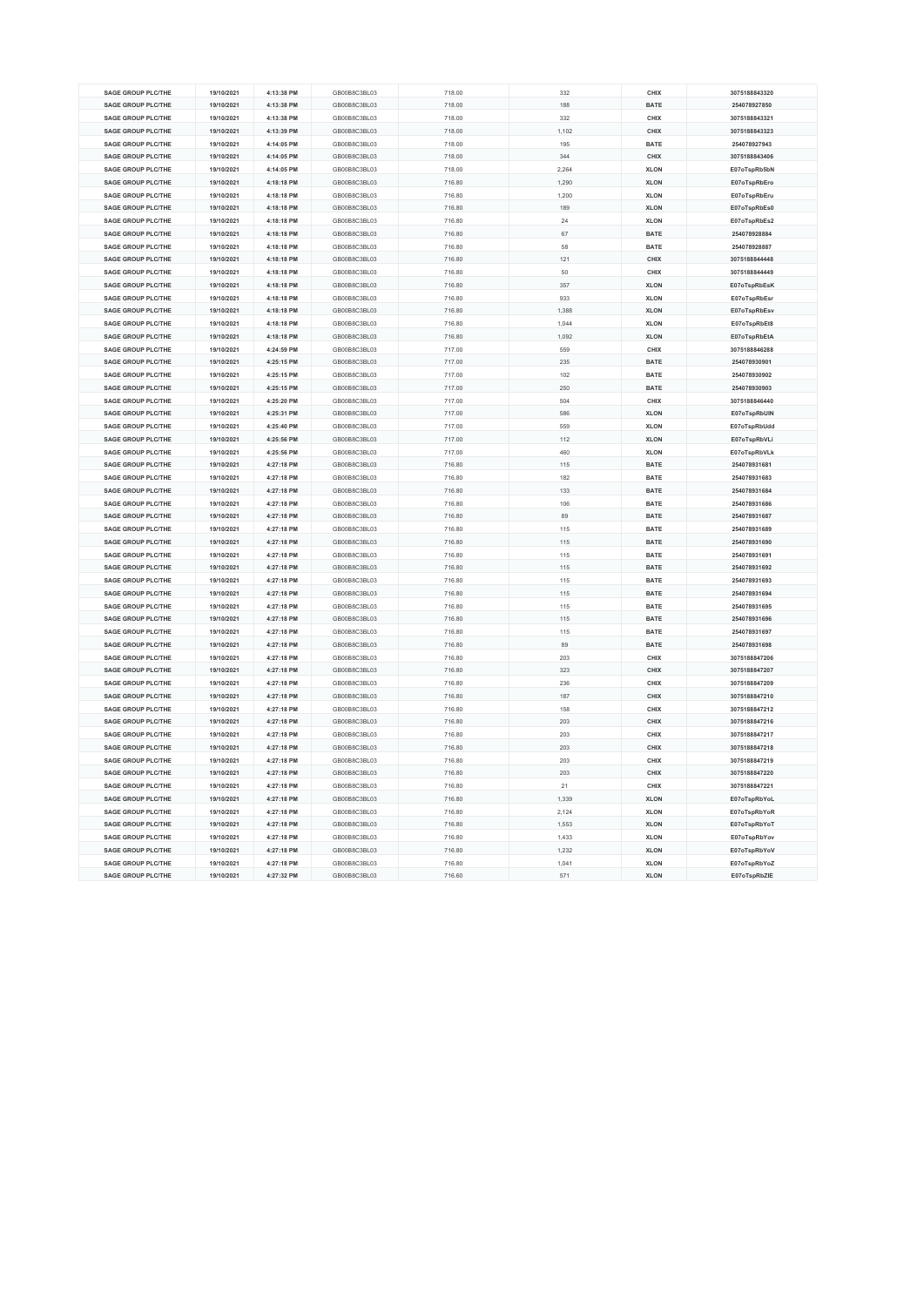| | | | | | | | |
|---|---|---|---|---|---|---|---|
| SAGE GROUP PLC/THE | 19/10/2021 | 4:13:38 PM | GB00B8C3BL03 | 718.00 | 332 | CHIX | 3075188843320 |
| SAGE GROUP PLC/THE | 19/10/2021 | 4:13:38 PM | GB00B8C3BL03 | 718.00 | 188 | BATE | 254078927850 |
| SAGE GROUP PLC/THE | 19/10/2021 | 4:13:38 PM | GB00B8C3BL03 | 718.00 | 332 | CHIX | 3075188843321 |
| SAGE GROUP PLC/THE | 19/10/2021 | 4:13:39 PM | GB00B8C3BL03 | 718.00 | 1,102 | CHIX | 3075188843323 |
| SAGE GROUP PLC/THE | 19/10/2021 | 4:14:05 PM | GB00B8C3BL03 | 718.00 | 195 | BATE | 254078927943 |
| SAGE GROUP PLC/THE | 19/10/2021 | 4:14:05 PM | GB00B8C3BL03 | 718.00 | 344 | CHIX | 3075188843406 |
| SAGE GROUP PLC/THE | 19/10/2021 | 4:14:05 PM | GB00B8C3BL03 | 718.00 | 2,264 | XLON | E07oTspRb5bN |
| SAGE GROUP PLC/THE | 19/10/2021 | 4:18:18 PM | GB00B8C3BL03 | 716.80 | 1,290 | XLON | E07oTspRbEro |
| SAGE GROUP PLC/THE | 19/10/2021 | 4:18:18 PM | GB00B8C3BL03 | 716.80 | 1,200 | XLON | E07oTspRbEru |
| SAGE GROUP PLC/THE | 19/10/2021 | 4:18:18 PM | GB00B8C3BL03 | 716.80 | 189 | XLON | E07oTspRbEs0 |
| SAGE GROUP PLC/THE | 19/10/2021 | 4:18:18 PM | GB00B8C3BL03 | 716.80 | 24 | XLON | E07oTspRbEs2 |
| SAGE GROUP PLC/THE | 19/10/2021 | 4:18:18 PM | GB00B8C3BL03 | 716.80 | 67 | BATE | 254078928884 |
| SAGE GROUP PLC/THE | 19/10/2021 | 4:18:18 PM | GB00B8C3BL03 | 716.80 | 58 | BATE | 254078928887 |
| SAGE GROUP PLC/THE | 19/10/2021 | 4:18:18 PM | GB00B8C3BL03 | 716.80 | 121 | CHIX | 3075188844448 |
| SAGE GROUP PLC/THE | 19/10/2021 | 4:18:18 PM | GB00B8C3BL03 | 716.80 | 50 | CHIX | 3075188844449 |
| SAGE GROUP PLC/THE | 19/10/2021 | 4:18:18 PM | GB00B8C3BL03 | 716.80 | 357 | XLON | E07oTspRbEsK |
| SAGE GROUP PLC/THE | 19/10/2021 | 4:18:18 PM | GB00B8C3BL03 | 716.80 | 933 | XLON | E07oTspRbEsr |
| SAGE GROUP PLC/THE | 19/10/2021 | 4:18:18 PM | GB00B8C3BL03 | 716.80 | 1,388 | XLON | E07oTspRbEsv |
| SAGE GROUP PLC/THE | 19/10/2021 | 4:18:18 PM | GB00B8C3BL03 | 716.80 | 1,044 | XLON | E07oTspRbEt8 |
| SAGE GROUP PLC/THE | 19/10/2021 | 4:18:18 PM | GB00B8C3BL03 | 716.80 | 1,092 | XLON | E07oTspRbEtA |
| SAGE GROUP PLC/THE | 19/10/2021 | 4:24:59 PM | GB00B8C3BL03 | 717.00 | 559 | CHIX | 3075188846288 |
| SAGE GROUP PLC/THE | 19/10/2021 | 4:25:15 PM | GB00B8C3BL03 | 717.00 | 235 | BATE | 254078930901 |
| SAGE GROUP PLC/THE | 19/10/2021 | 4:25:15 PM | GB00B8C3BL03 | 717.00 | 102 | BATE | 254078930902 |
| SAGE GROUP PLC/THE | 19/10/2021 | 4:25:15 PM | GB00B8C3BL03 | 717.00 | 250 | BATE | 254078930903 |
| SAGE GROUP PLC/THE | 19/10/2021 | 4:25:20 PM | GB00B8C3BL03 | 717.00 | 504 | CHIX | 3075188846440 |
| SAGE GROUP PLC/THE | 19/10/2021 | 4:25:31 PM | GB00B8C3BL03 | 717.00 | 586 | XLON | E07oTspRbUlN |
| SAGE GROUP PLC/THE | 19/10/2021 | 4:25:40 PM | GB00B8C3BL03 | 717.00 | 559 | XLON | E07oTspRbUdd |
| SAGE GROUP PLC/THE | 19/10/2021 | 4:25:56 PM | GB00B8C3BL03 | 717.00 | 112 | XLON | E07oTspRbVLi |
| SAGE GROUP PLC/THE | 19/10/2021 | 4:25:56 PM | GB00B8C3BL03 | 717.00 | 460 | XLON | E07oTspRbVLk |
| SAGE GROUP PLC/THE | 19/10/2021 | 4:27:18 PM | GB00B8C3BL03 | 716.80 | 115 | BATE | 254078931681 |
| SAGE GROUP PLC/THE | 19/10/2021 | 4:27:18 PM | GB00B8C3BL03 | 716.80 | 182 | BATE | 254078931683 |
| SAGE GROUP PLC/THE | 19/10/2021 | 4:27:18 PM | GB00B8C3BL03 | 716.80 | 133 | BATE | 254078931684 |
| SAGE GROUP PLC/THE | 19/10/2021 | 4:27:18 PM | GB00B8C3BL03 | 716.80 | 106 | BATE | 254078931686 |
| SAGE GROUP PLC/THE | 19/10/2021 | 4:27:18 PM | GB00B8C3BL03 | 716.80 | 89 | BATE | 254078931687 |
| SAGE GROUP PLC/THE | 19/10/2021 | 4:27:18 PM | GB00B8C3BL03 | 716.80 | 115 | BATE | 254078931689 |
| SAGE GROUP PLC/THE | 19/10/2021 | 4:27:18 PM | GB00B8C3BL03 | 716.80 | 115 | BATE | 254078931690 |
| SAGE GROUP PLC/THE | 19/10/2021 | 4:27:18 PM | GB00B8C3BL03 | 716.80 | 115 | BATE | 254078931691 |
| SAGE GROUP PLC/THE | 19/10/2021 | 4:27:18 PM | GB00B8C3BL03 | 716.80 | 115 | BATE | 254078931692 |
| SAGE GROUP PLC/THE | 19/10/2021 | 4:27:18 PM | GB00B8C3BL03 | 716.80 | 115 | BATE | 254078931693 |
| SAGE GROUP PLC/THE | 19/10/2021 | 4:27:18 PM | GB00B8C3BL03 | 716.80 | 115 | BATE | 254078931694 |
| SAGE GROUP PLC/THE | 19/10/2021 | 4:27:18 PM | GB00B8C3BL03 | 716.80 | 115 | BATE | 254078931695 |
| SAGE GROUP PLC/THE | 19/10/2021 | 4:27:18 PM | GB00B8C3BL03 | 716.80 | 115 | BATE | 254078931696 |
| SAGE GROUP PLC/THE | 19/10/2021 | 4:27:18 PM | GB00B8C3BL03 | 716.80 | 115 | BATE | 254078931697 |
| SAGE GROUP PLC/THE | 19/10/2021 | 4:27:18 PM | GB00B8C3BL03 | 716.80 | 89 | BATE | 254078931698 |
| SAGE GROUP PLC/THE | 19/10/2021 | 4:27:18 PM | GB00B8C3BL03 | 716.80 | 203 | CHIX | 3075188847206 |
| SAGE GROUP PLC/THE | 19/10/2021 | 4:27:18 PM | GB00B8C3BL03 | 716.80 | 323 | CHIX | 3075188847207 |
| SAGE GROUP PLC/THE | 19/10/2021 | 4:27:18 PM | GB00B8C3BL03 | 716.80 | 236 | CHIX | 3075188847209 |
| SAGE GROUP PLC/THE | 19/10/2021 | 4:27:18 PM | GB00B8C3BL03 | 716.80 | 187 | CHIX | 3075188847210 |
| SAGE GROUP PLC/THE | 19/10/2021 | 4:27:18 PM | GB00B8C3BL03 | 716.80 | 158 | CHIX | 3075188847212 |
| SAGE GROUP PLC/THE | 19/10/2021 | 4:27:18 PM | GB00B8C3BL03 | 716.80 | 203 | CHIX | 3075188847216 |
| SAGE GROUP PLC/THE | 19/10/2021 | 4:27:18 PM | GB00B8C3BL03 | 716.80 | 203 | CHIX | 3075188847217 |
| SAGE GROUP PLC/THE | 19/10/2021 | 4:27:18 PM | GB00B8C3BL03 | 716.80 | 203 | CHIX | 3075188847218 |
| SAGE GROUP PLC/THE | 19/10/2021 | 4:27:18 PM | GB00B8C3BL03 | 716.80 | 203 | CHIX | 3075188847219 |
| SAGE GROUP PLC/THE | 19/10/2021 | 4:27:18 PM | GB00B8C3BL03 | 716.80 | 203 | CHIX | 3075188847220 |
| SAGE GROUP PLC/THE | 19/10/2021 | 4:27:18 PM | GB00B8C3BL03 | 716.80 | 21 | CHIX | 3075188847221 |
| SAGE GROUP PLC/THE | 19/10/2021 | 4:27:18 PM | GB00B8C3BL03 | 716.80 | 1,339 | XLON | E07oTspRbYoL |
| SAGE GROUP PLC/THE | 19/10/2021 | 4:27:18 PM | GB00B8C3BL03 | 716.80 | 2,124 | XLON | E07oTspRbYoR |
| SAGE GROUP PLC/THE | 19/10/2021 | 4:27:18 PM | GB00B8C3BL03 | 716.80 | 1,553 | XLON | E07oTspRbYoT |
| SAGE GROUP PLC/THE | 19/10/2021 | 4:27:18 PM | GB00B8C3BL03 | 716.80 | 1,433 | XLON | E07oTspRbYov |
| SAGE GROUP PLC/THE | 19/10/2021 | 4:27:18 PM | GB00B8C3BL03 | 716.80 | 1,232 | XLON | E07oTspRbYoV |
| SAGE GROUP PLC/THE | 19/10/2021 | 4:27:18 PM | GB00B8C3BL03 | 716.80 | 1,041 | XLON | E07oTspRbYoZ |
| SAGE GROUP PLC/THE | 19/10/2021 | 4:27:32 PM | GB00B8C3BL03 | 716.60 | 571 | XLON | E07oTspRbZIE |